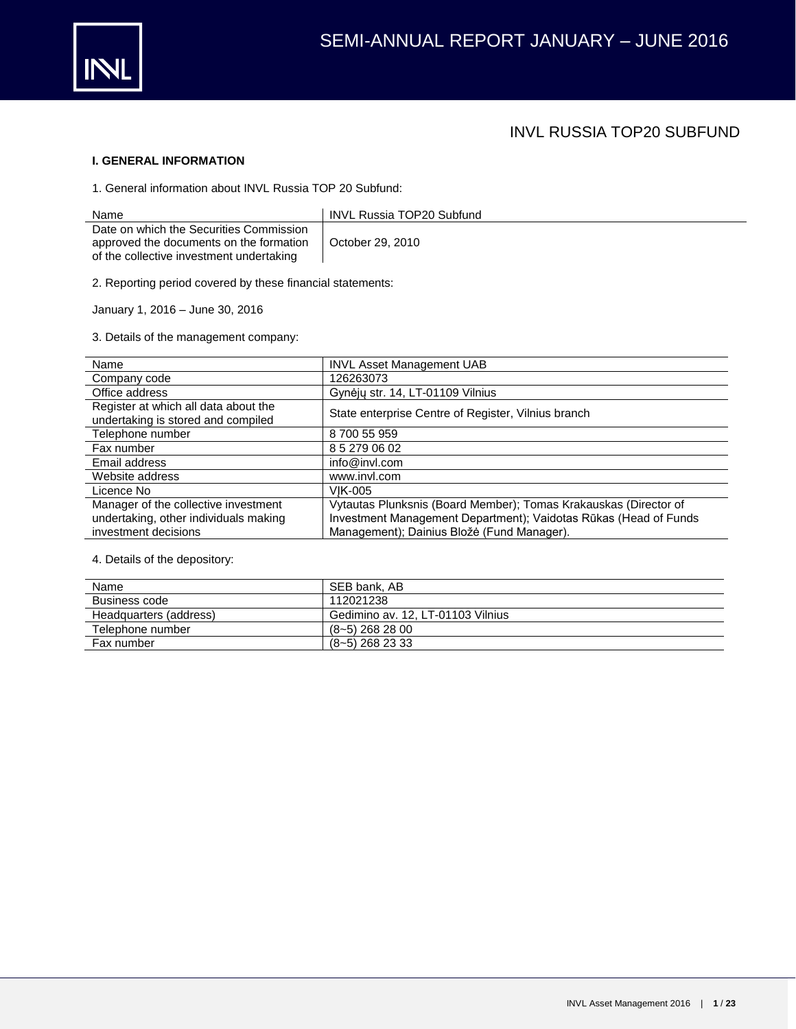# INVL RUSSIA TOP20 SUBFUND

**I. GENERAL INFORMATION**

1. General information about INVL Russia TOP 20 Subfund:

| Name | INVL Russia TOP20 Subfund |
|---|---|
| Date on which the Securities Commission approved the documents on the formation of the collective investment undertaking | October 29, 2010 |

2. Reporting period covered by these financial statements:

January 1, 2016 – June 30, 2016

3. Details of the management company:

| Name | INVL Asset Management UAB |
|---|---|
| Company code | 126263073 |
| Office address | Gynėjų str. 14, LT-01109 Vilnius |
| Register at which all data about the undertaking is stored and compiled | State enterprise Centre of Register, Vilnius branch |
| Telephone number | 8 700 55 959 |
| Fax number | 8 5 279 06 02 |
| Email address | info@invl.com |
| Website address | www.invl.com |
| Licence No | VĮK-005 |
| Manager of the collective investment undertaking, other individuals making investment decisions | Vytautas Plunksnis (Board Member); Tomas Krakauskas (Director of Investment Management Department); Vaidotas Rūkas (Head of Funds Management); Dainius Bložė (Fund Manager). |

4. Details of the depository:

| Name | SEB bank, AB |
|---|---|
| Business code | 112021238 |
| Headquarters (address) | Gedimino av. 12, LT-01103 Vilnius |
| Telephone number | (8~5) 268 28 00 |
| Fax number | (8~5) 268 23 33 |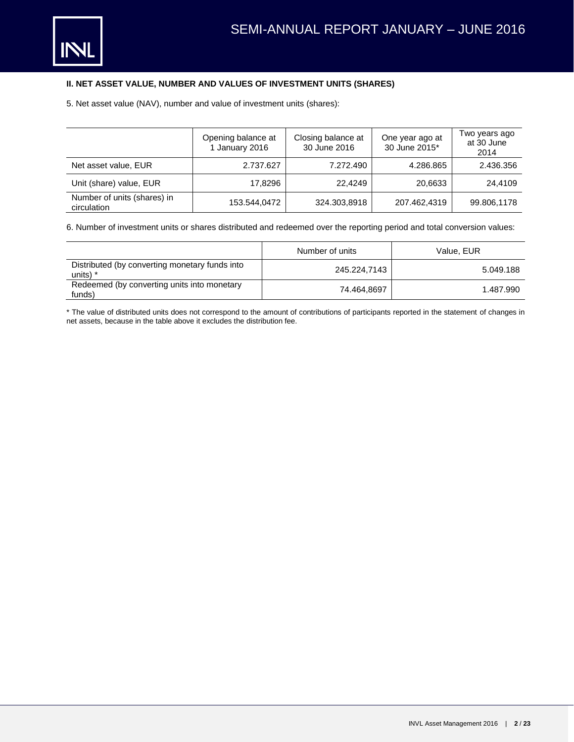### II. NET ASSET VALUE, NUMBER AND VALUES OF INVESTMENT UNITS (SHARES)

5. Net asset value (NAV), number and value of investment units (shares):

| | Opening balance at 1 January 2016 | Closing balance at 30 June 2016 | One year ago at 30 June 2015* | Two years ago at 30 June 2014 |
|---|---|---|---|---|
| Net asset value, EUR | 2.737.627 | 7.272.490 | 4.286.865 | 2.436.356 |
| Unit (share) value, EUR | 17,8296 | 22,4249 | 20,6633 | 24,4109 |
| Number of units (shares) in circulation | 153.544,0472 | 324.303,8918 | 207.462,4319 | 99.806,1178 |

6. Number of investment units or shares distributed and redeemed over the reporting period and total conversion values:

| | Number of units | Value, EUR |
|---|---|---|
| Distributed (by converting monetary funds into units) * | 245.224,7143 | 5.049.188 |
| Redeemed (by converting units into monetary funds) | 74.464,8697 | 1.487.990 |

\* The value of distributed units does not correspond to the amount of contributions of participants reported in the statement of changes in net assets, because in the table above it excludes the distribution fee.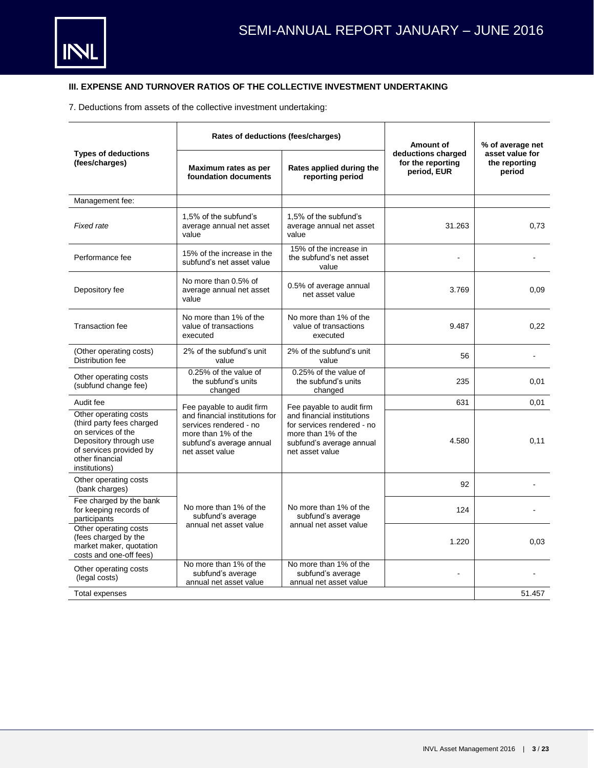### III. EXPENSE AND TURNOVER RATIOS OF THE COLLECTIVE INVESTMENT UNDERTAKING

7. Deductions from assets of the collective investment undertaking:

| Types of deductions (fees/charges) | Rates of deductions (fees/charges) | | Amount of deductions charged for the reporting period, EUR | % of average net asset value for the reporting period |
|---|---|---|---|---|
| | Maximum rates as per foundation documents | Rates applied during the reporting period | | |
| Management fee: | | | | |
| *Fixed rate* | 1,5% of the subfund's average annual net asset value | 1,5% of the subfund's average annual net asset value | 31.263 | 0,73 |
| Performance fee | 15% of the increase in the subfund's net asset value | 15% of the increase in the subfund's net asset value | - | - |
| Depository fee | No more than 0.5% of average annual net asset value | 0.5% of average annual net asset value | 3.769 | 0,09 |
| Transaction fee | No more than 1% of the value of transactions executed | No more than 1% of the value of transactions executed | 9.487 | 0,22 |
| (Other operating costs) Distribution fee | 2% of the subfund's unit value | 2% of the subfund's unit value | 56 | - |
| Other operating costs (subfund change fee) | 0.25% of the value of the subfund's units changed | 0.25% of the value of the subfund's units changed | 235 | 0,01 |
| Audit fee | Fee payable to audit firm and financial institutions for services rendered - no more than 1% of the subfund's average annual net asset value | Fee payable to audit firm and financial institutions for services rendered - no more than 1% of the subfund's average annual net asset value | 631 | 0,01 |
| Other operating costs (third party fees charged on services of the Depository through use of services provided by other financial institutions) | | | 4.580 | 0,11 |
| Other operating costs (bank charges) | No more than 1% of the subfund's average annual net asset value | No more than 1% of the subfund's average annual net asset value | 92 | - |
| Fee charged by the bank for keeping records of participants | | | 124 | - |
| Other operating costs (fees charged by the market maker, quotation costs and one-off fees) | | | 1.220 | 0,03 |
| Other operating costs (legal costs) | No more than 1% of the subfund's average annual net asset value | No more than 1% of the subfund's average annual net asset value | - | - |
| Total expenses | | | | 51.457 |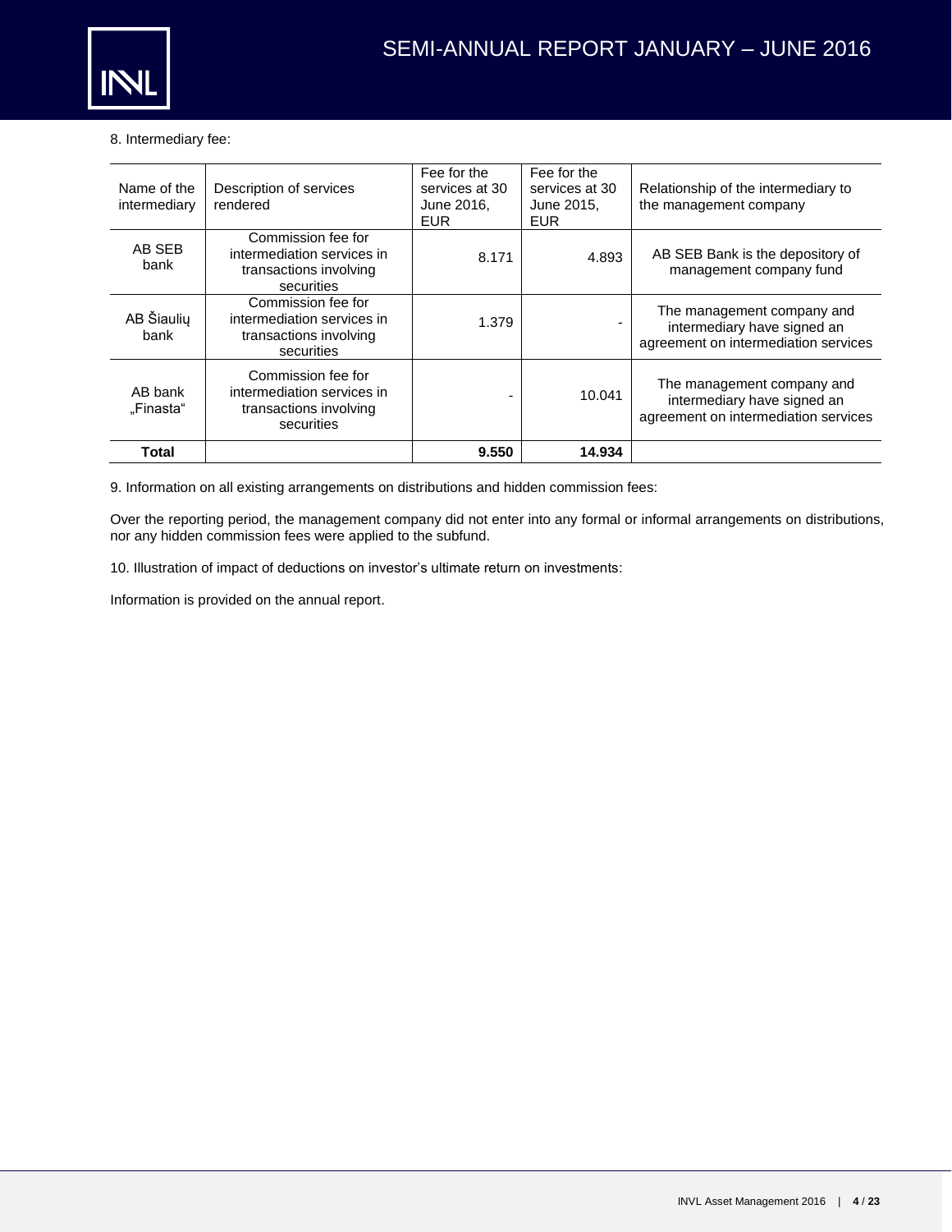8. Intermediary fee:

| Name of the intermediary | Description of services rendered | Fee for the services at 30 June 2016, EUR | Fee for the services at 30 June 2015, EUR | Relationship of the intermediary to the management company |
|---|---|---|---|---|
| AB SEB bank | Commission fee for intermediation services in transactions involving securities | 8.171 | 4.893 | AB SEB Bank is the depository of management company fund |
| AB Šiaulių bank | Commission fee for intermediation services in transactions involving securities | 1.379 | - | The management company and intermediary have signed an agreement on intermediation services |
| AB bank „Finasta“ | Commission fee for intermediation services in transactions involving securities | - | 10.041 | The management company and intermediary have signed an agreement on intermediation services |
| **Total** | | **9.550** | **14.934** | |

9. Information on all existing arrangements on distributions and hidden commission fees:

Over the reporting period, the management company did not enter into any formal or informal arrangements on distributions, nor any hidden commission fees were applied to the subfund.

10. Illustration of impact of deductions on investor's ultimate return on investments:

Information is provided on the annual report.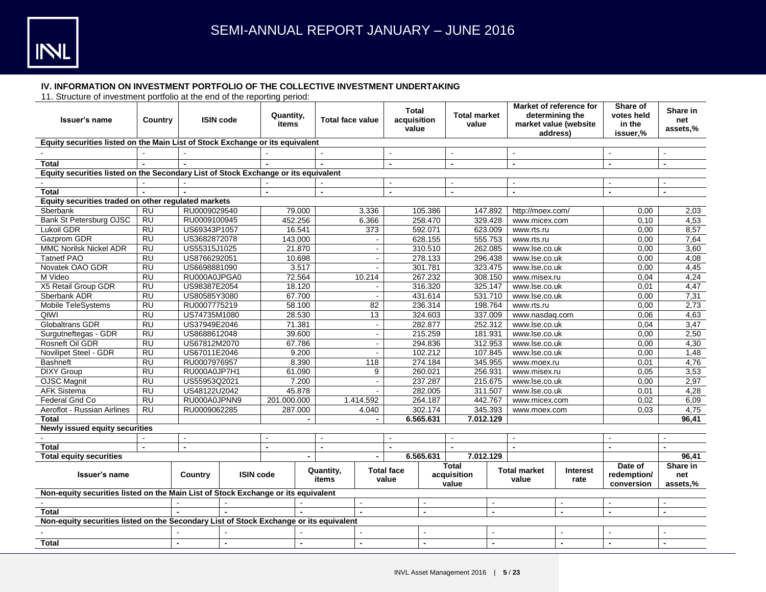## IV. INFORMATION ON INVESTMENT PORTFOLIO OF THE COLLECTIVE INVESTMENT UNDERTAKING

11. Structure of investment portfolio at the end of the reporting period:

| Issuer's name | Country | ISIN code | Quantity, items | Total face value | Total acquisition value | Total market value | Market of reference for determining the market value (website address) | Share of votes held in the issuer,% | Share in net assets,% |
|---|---|---|---|---|---|---|---|---|---|
| **Equity securities listed on the Main List of Stock Exchange or its equivalent** | | | | | | | | | |
| - | - | - | - | - | - | - | - | - | - |
| **Total** | **-** | **-** | **-** | **-** | **-** | **-** | **-** | **-** | **-** |
| **Equity securities listed on the Secondary List of Stock Exchange or its equivalent** | | | | | | | | | |
| - | - | - | - | - | - | - | - | - | - |
| **Total** | **-** | **-** | **-** | **-** | **-** | **-** | **-** | **-** | **-** |
| **Equity securities traded on other regulated markets** | | | | | | | | | |
| Sberbank | RU | RU0009029540 | 79.000 | 3.336 | 105.386 | 147.892 | http://moex.com/ | 0,00 | 2,03 |
| Bank St Petersburg OJSC | RU | RU0009100945 | 452.256 | 6.366 | 258.470 | 329.428 | www.micex.com | 0,10 | 4,53 |
| Lukoil GDR | RU | US69343P1057 | 16.541 | 373 | 592.071 | 623.009 | www.rts.ru | 0,00 | 8,57 |
| Gazprom GDR | RU | US3682872078 | 143.000 | - | 628.155 | 555.753 | www.rts.ru | 0,00 | 7,64 |
| MMC Norilsk Nickel ADR | RU | US55315J1025 | 21.870 | - | 310.510 | 262.085 | www.lse.co.uk | 0,00 | 3,60 |
| Tatnetf PAO | RU | US8766292051 | 10.698 | - | 278.133 | 296.438 | www.lse.co.uk | 0,00 | 4,08 |
| Novatek OAO GDR | RU | US6698881090 | 3.517 | - | 301.781 | 323.475 | www.lse.co.uk | 0,00 | 4,45 |
| M Video | RU | RU000A0JPGA0 | 72.564 | 10.214 | 267.232 | 308.150 | www.misex.ru | 0,04 | 4,24 |
| X5 Retail Group GDR | RU | US98387E2054 | 18.120 | - | 316.320 | 325.147 | www.lse.co.uk | 0,01 | 4,47 |
| Sberbank ADR | RU | US80585Y3080 | 67.700 | - | 431.614 | 531.710 | www.lse.co.uk | 0,00 | 7,31 |
| Mobile TeleSystems | RU | RU0007775219 | 58.100 | 82 | 236.314 | 198.764 | www.rts.ru | 0,00 | 2,73 |
| QIWI | RU | US74735M1080 | 28.530 | 13 | 324.603 | 337.009 | www.nasdaq.com | 0,06 | 4,63 |
| Globaltrans GDR | RU | US37949E2046 | 71.381 | - | 282.877 | 252.312 | www.lse.co.uk | 0,04 | 3,47 |
| Surgutneftegas - GDR | RU | US8688612048 | 39.600 | - | 215.259 | 181.931 | www.lse.co.uk | 0,00 | 2,50 |
| Rosneft Oil GDR | RU | US67812M2070 | 67.786 | - | 294.836 | 312.953 | www.lse.co.uk | 0,00 | 4,30 |
| Novilipet Steel - GDR | RU | US67011E2046 | 9.200 | - | 102.212 | 107.845 | www.lse.co.uk | 0,00 | 1,48 |
| Bashneft | RU | RU0007976957 | 8.390 | 118 | 274.184 | 345.955 | www.moex.ru | 0,01 | 4,76 |
| DIXY Group | RU | RU000A0JP7H1 | 61.090 | 9 | 260.021 | 256.931 | www.misex.ru | 0,05 | 3,53 |
| OJSC Magnit | RU | US55953Q2021 | 7.200 | - | 237.287 | 215.675 | www.lse.co.uk | 0,00 | 2,97 |
| AFK Sistema | RU | US48122U2042 | 45.878 | - | 282.005 | 311.507 | www.lse.co.uk | 0,01 | 4,28 |
| Federal Grid Co | RU | RU000A0JPNN9 | 201.000.000 | 1.414.592 | 264.187 | 442.767 | www.micex.com | 0,02 | 6,09 |
| Aeroflot - Russian Airlines | RU | RU0009062285 | 287.000 | 4.040 | 302.174 | 345.393 | www.moex.com | 0,03 | 4,75 |
| **Total** | | | **-** | **-** | **6.565.631** | **7.012.129** | | | **96,41** |
| **Newly issued equity securities** | | | | | | | | | |
| - | - | - | - | - | - | - | - | - | - |
| **Total** | **-** | **-** | **-** | **-** | **-** | **-** | **-** | **-** | **-** |
| **Total equity securities** | | | **-** | **-** | **6.565.631** | **7.012.129** | | | **96,41** |

| Issuer's name | Country | ISIN code | Quantity, items | Total face value | Total acquisition value | Total market value | Interest rate | Date of redemption/ conversion | Share in net assets,% |
|---|---|---|---|---|---|---|---|---|---|
| **Non-equity securities listed on the Main List of Stock Exchange or its equivalent** | | | | | | | | | |
| - | - | - | - | - | - | - | - | - | - |
| **Total** | **-** | **-** | **-** | **-** | **-** | **-** | **-** | **-** | **-** |
| **Non-equity securities listed on the Secondary List of Stock Exchange or its equivalent** | | | | | | | | | |
| - | - | - | - | - | - | - | - | - | - |
| **Total** | **-** | **-** | **-** | **-** | **-** | **-** | **-** | **-** | **-** |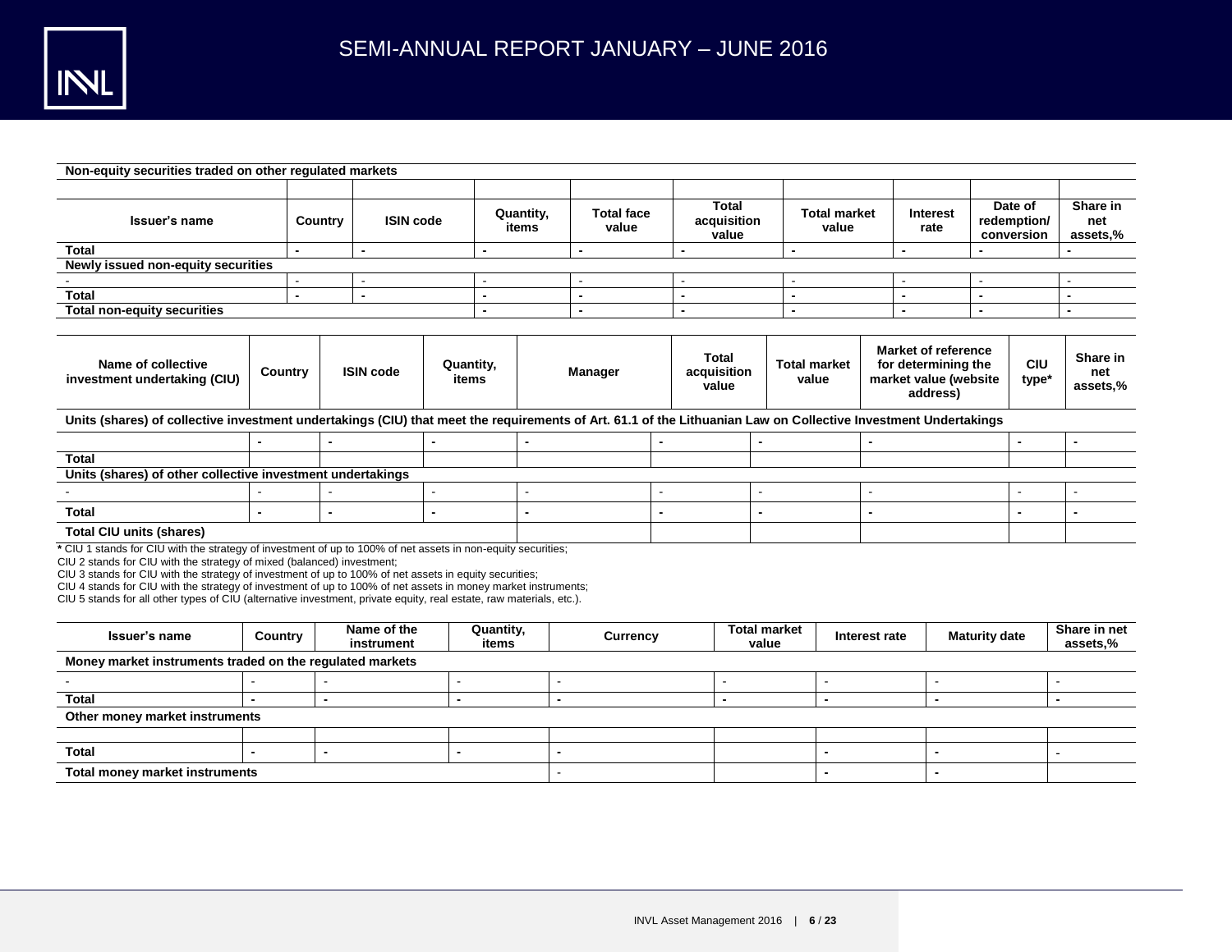| Non-equity securities traded on other regulated markets | | | | | | | | | |
|---|---|---|---|---|---|---|---|---|---|
| | | | | | | | | | |
| **Issuer's name** | **Country** | **ISIN code** | **Quantity, items** | **Total face value** | **Total acquisition value** | **Total market value** | **Interest rate** | **Date of redemption/ conversion** | **Share in net assets,%** |
| **Total** | - | - | - | - | - | - | - | - | - |
| **Newly issued non-equity securities** | | | | | | | | | |
| - | - | - | - | - | - | - | - | - | - |
| **Total** | - | - | - | - | - | - | - | - | - |
| **Total non-equity securities** | | | - | - | - | - | - | - | - |

| Name of collective investment undertaking (CIU) | Country | ISIN code | Quantity, items | Manager | Total acquisition value | Total market value | Market of reference for determining the market value (website address) | CIU type* | Share in net assets,% |
|---|---|---|---|---|---|---|---|---|---|
| **Units (shares) of collective investment undertakings (CIU) that meet the requirements of Art. 61.1 of the Lithuanian Law on Collective Investment Undertakings** | | | | | | | | | |
| | - | - | - | - | - | - | - | - | - |
| **Total** | | | | | | | | | |
| **Units (shares) of other collective investment undertakings** | | | | | | | | | |
| - | - | - | - | - | - | - | - | - | - |
| **Total** | - | - | - | - | - | - | - | - | - |
| **Total CIU units (shares)** | | | | | | | | | |

**\*** CIU 1 stands for CIU with the strategy of investment of up to 100% of net assets in non-equity securities;
CIU 2 stands for CIU with the strategy of mixed (balanced) investment;
CIU 3 stands for CIU with the strategy of investment of up to 100% of net assets in equity securities;
CIU 4 stands for CIU with the strategy of investment of up to 100% of net assets in money market instruments;
CIU 5 stands for all other types of CIU (alternative investment, private equity, real estate, raw materials, etc.).

| Issuer's name | Country | Name of the instrument | Quantity, items | Currency | Total market value | Interest rate | Maturity date | Share in net assets,% |
|---|---|---|---|---|---|---|---|---|
| **Money market instruments traded on the regulated markets** | | | | | | | | |
| - | - | - | - | - | - | - | - | - |
| **Total** | - | - | - | - | - | - | - | - |
| **Other money market instruments** | | | | | | | | |
| | | | | | | | | |
| **Total** | - | - | - | - | | - | - | - |
| **Total money market instruments** | | | | - | | - | - | |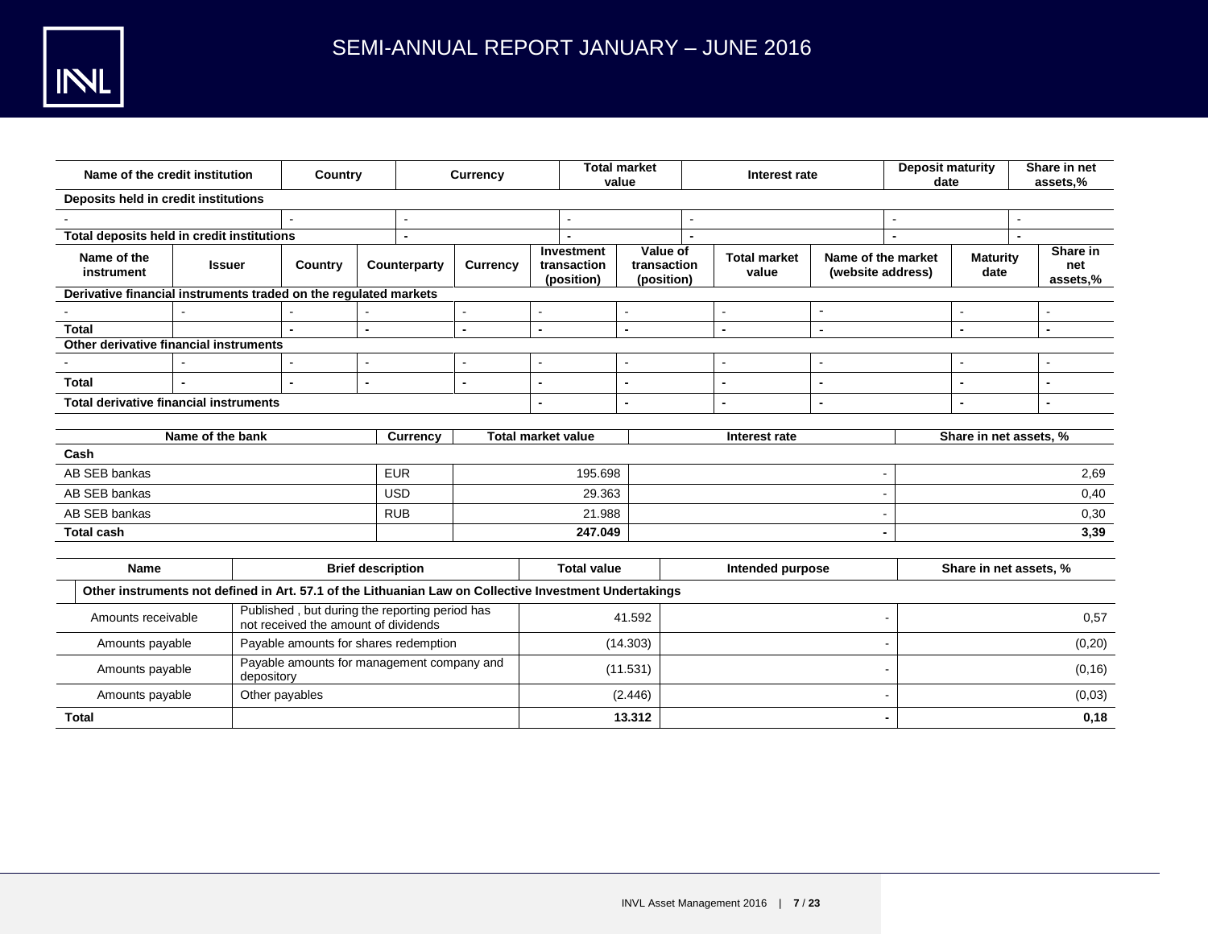| Name of the credit institution | Country | Currency | Total market value | Interest rate | Deposit maturity date | Share in net assets,% |
|---|---|---|---|---|---|---|
| **Deposits held in credit institutions** | | | | | | |
| - | - | - | - | - | - | - |
| **Total deposits held in credit institutions** | | **-** | **-** | **-** | **-** | **-** |

| Name of the instrument | Issuer | Country | Counterparty | Currency | Investment transaction (position) | Value of transaction (position) | Total market value | Name of the market (website address) | Maturity date | Share in net assets,% |
|---|---|---|---|---|---|---|---|---|---|---|
| **Derivative financial instruments traded on the regulated markets** | | | | | | | | | | |
| - | - | - | - | - | - | - | - | - | - | - |
| **Total** | | **-** | **-** | **-** | **-** | **-** | **-** | - | **-** | **-** |
| **Other derivative financial instruments** | | | | | | | | | | |
| - | - | - | - | - | - | - | - | - | - | - |
| **Total** | **-** | **-** | **-** | **-** | **-** | **-** | **-** | **-** | **-** | **-** |
| **Total derivative financial instruments** | | | | | **-** | **-** | **-** | **-** | **-** | **-** |

| Name of the bank | Currency | Total market value | Interest rate | Share in net assets, % |
|---|---|---|---|---|
| **Cash** | | | | |
| AB SEB bankas | EUR | 195.698 | - | 2,69 |
| AB SEB bankas | USD | 29.363 | - | 0,40 |
| AB SEB bankas | RUB | 21.988 | - | 0,30 |
| **Total cash** | | **247.049** | **-** | **3,39** |

| Name | Brief description | Total value | Intended purpose | Share in net assets, % |
|---|---|---|---|---|
| **Other instruments not defined in Art. 57.1 of the Lithuanian Law on Collective Investment Undertakings** | | | | |
| Amounts receivable | Published , but during the reporting period has not received the amount of dividends | 41.592 | - | 0,57 |
| Amounts payable | Payable amounts for shares redemption | (14.303) | - | (0,20) |
| Amounts payable | Payable amounts for management company and depository | (11.531) | - | (0,16) |
| Amounts payable | Other payables | (2.446) | - | (0,03) |
| **Total** | | **13.312** | **-** | **0,18** |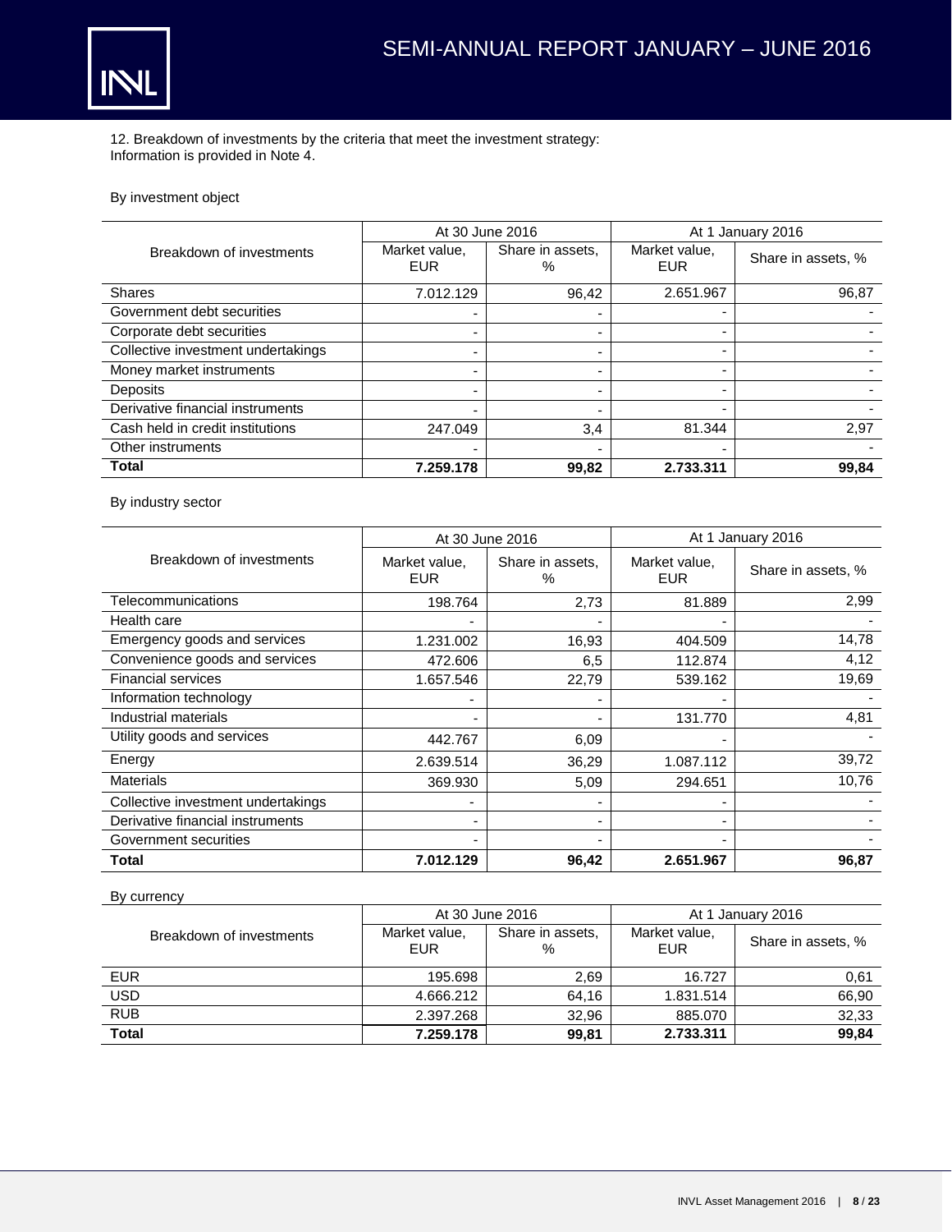12. Breakdown of investments by the criteria that meet the investment strategy:
Information is provided in Note 4.

By investment object

| Breakdown of investments | At 30 June 2016 | | At 1 January 2016 | |
|---|---|---|---|---|
| | Market value, EUR | Share in assets, % | Market value, EUR | Share in assets, % |
| Shares | 7.012.129 | 96,42 | 2.651.967 | 96,87 |
| Government debt securities | - | - | - | - |
| Corporate debt securities | - | - | - | - |
| Collective investment undertakings | - | - | - | - |
| Money market instruments | - | - | - | - |
| Deposits | - | - | - | - |
| Derivative financial instruments | - | - | - | - |
| Cash held in credit institutions | 247.049 | 3,4 | 81.344 | 2,97 |
| Other instruments | - | - | - | - |
| **Total** | **7.259.178** | **99,82** | **2.733.311** | **99,84** |

By industry sector

| Breakdown of investments | At 30 June 2016 | | At 1 January 2016 | |
|---|---|---|---|---|
| | Market value, EUR | Share in assets, % | Market value, EUR | Share in assets, % |
| Telecommunications | 198.764 | 2,73 | 81.889 | 2,99 |
| Health care | - | - | - | - |
| Emergency goods and services | 1.231.002 | 16,93 | 404.509 | 14,78 |
| Convenience goods and services | 472.606 | 6,5 | 112.874 | 4,12 |
| Financial services | 1.657.546 | 22,79 | 539.162 | 19,69 |
| Information technology | - | - | - | - |
| Industrial materials | - | - | 131.770 | 4,81 |
| Utility goods and services | 442.767 | 6,09 | - | - |
| Energy | 2.639.514 | 36,29 | 1.087.112 | 39,72 |
| Materials | 369.930 | 5,09 | 294.651 | 10,76 |
| Collective investment undertakings | - | - | - | - |
| Derivative financial instruments | - | - | - | - |
| Government securities | - | - | - | - |
| **Total** | **7.012.129** | **96,42** | **2.651.967** | **96,87** |

By currency

| Breakdown of investments | At 30 June 2016 | | At 1 January 2016 | |
|---|---|---|---|---|
| | Market value, EUR | Share in assets, % | Market value, EUR | Share in assets, % |
| EUR | 195.698 | 2,69 | 16.727 | 0,61 |
| USD | 4.666.212 | 64,16 | 1.831.514 | 66,90 |
| RUB | 2.397.268 | 32,96 | 885.070 | 32,33 |
| **Total** | **7.259.178** | **99,81** | **2.733.311** | **99,84** |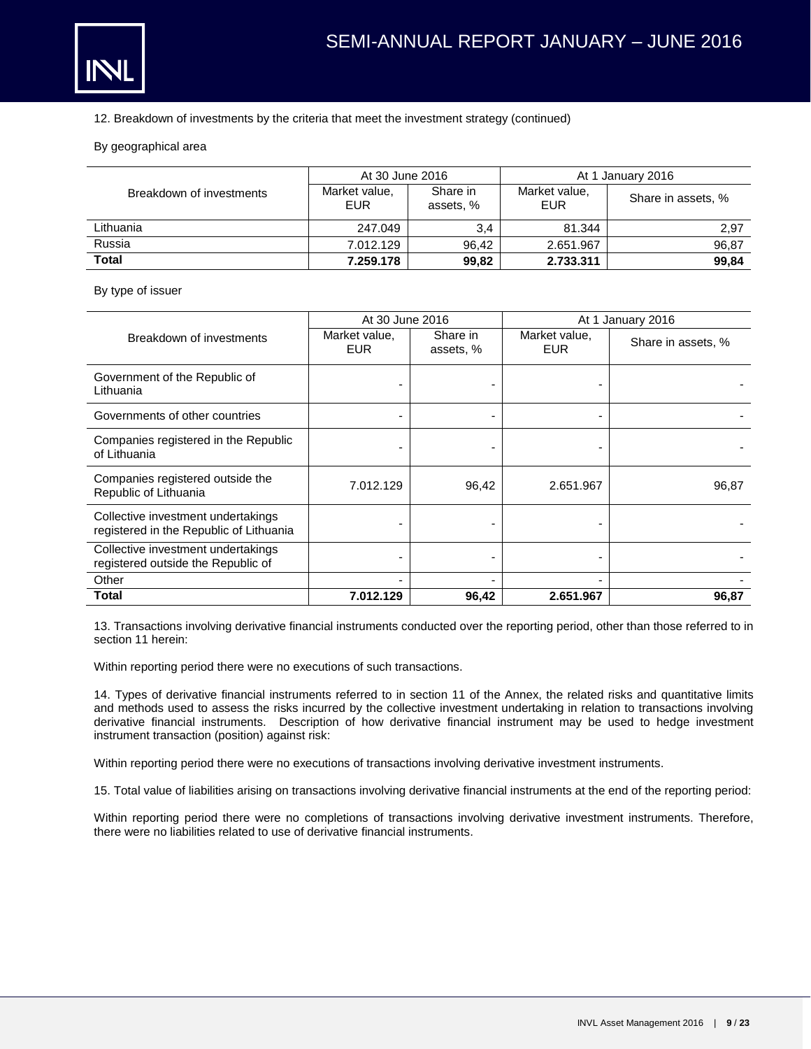12. Breakdown of investments by the criteria that meet the investment strategy (continued)

By geographical area

| Breakdown of investments | At 30 June 2016 | | At 1 January 2016 | |
|---|---|---|---|---|
| | Market value, EUR | Share in assets, % | Market value, EUR | Share in assets, % |
| Lithuania | 247.049 | 3,4 | 81.344 | 2,97 |
| Russia | 7.012.129 | 96,42 | 2.651.967 | 96,87 |
| **Total** | **7.259.178** | **99,82** | **2.733.311** | **99,84** |

By type of issuer

| Breakdown of investments | At 30 June 2016 | | At 1 January 2016 | |
|---|---|---|---|---|
| | Market value, EUR | Share in assets, % | Market value, EUR | Share in assets, % |
| Government of the Republic of Lithuania | - | - | - | - |
| Governments of other countries | - | - | - | - |
| Companies registered in the Republic of Lithuania | - | - | - | - |
| Companies registered outside the Republic of Lithuania | 7.012.129 | 96,42 | 2.651.967 | 96,87 |
| Collective investment undertakings registered in the Republic of Lithuania | - | - | - | - |
| Collective investment undertakings registered outside the Republic of | - | - | - | - |
| Other | - | - | - | - |
| **Total** | **7.012.129** | **96,42** | **2.651.967** | **96,87** |

13. Transactions involving derivative financial instruments conducted over the reporting period, other than those referred to in section 11 herein:

Within reporting period there were no executions of such transactions.

14. Types of derivative financial instruments referred to in section 11 of the Annex, the related risks and quantitative limits and methods used to assess the risks incurred by the collective investment undertaking in relation to transactions involving derivative financial instruments. Description of how derivative financial instrument may be used to hedge investment instrument transaction (position) against risk:

Within reporting period there were no executions of transactions involving derivative investment instruments.

15. Total value of liabilities arising on transactions involving derivative financial instruments at the end of the reporting period:

Within reporting period there were no completions of transactions involving derivative investment instruments. Therefore, there were no liabilities related to use of derivative financial instruments.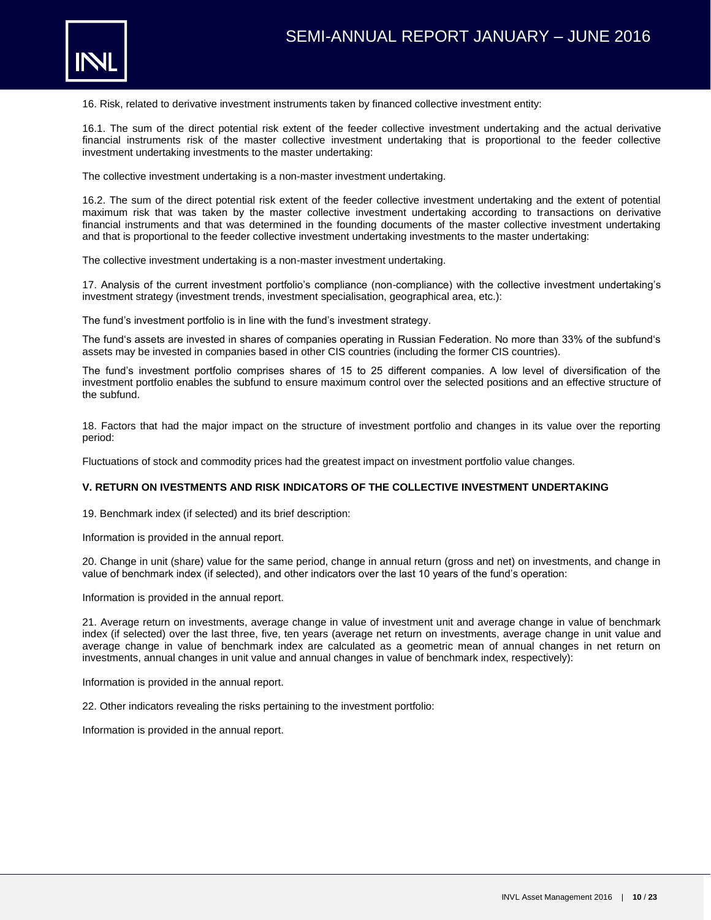16. Risk, related to derivative investment instruments taken by financed collective investment entity:

16.1. The sum of the direct potential risk extent of the feeder collective investment undertaking and the actual derivative financial instruments risk of the master collective investment undertaking that is proportional to the feeder collective investment undertaking investments to the master undertaking:

The collective investment undertaking is a non-master investment undertaking.

16.2. The sum of the direct potential risk extent of the feeder collective investment undertaking and the extent of potential maximum risk that was taken by the master collective investment undertaking according to transactions on derivative financial instruments and that was determined in the founding documents of the master collective investment undertaking and that is proportional to the feeder collective investment undertaking investments to the master undertaking:

The collective investment undertaking is a non-master investment undertaking.

17. Analysis of the current investment portfolio's compliance (non-compliance) with the collective investment undertaking's investment strategy (investment trends, investment specialisation, geographical area, etc.):

The fund's investment portfolio is in line with the fund's investment strategy.

The fund's assets are invested in shares of companies operating in Russian Federation. No more than 33% of the subfund's assets may be invested in companies based in other CIS countries (including the former CIS countries).

The fund's investment portfolio comprises shares of 15 to 25 different companies. A low level of diversification of the investment portfolio enables the subfund to ensure maximum control over the selected positions and an effective structure of the subfund.

18. Factors that had the major impact on the structure of investment portfolio and changes in its value over the reporting period:

Fluctuations of stock and commodity prices had the greatest impact on investment portfolio value changes.

**V. RETURN ON IVESTMENTS AND RISK INDICATORS OF THE COLLECTIVE INVESTMENT UNDERTAKING**

19. Benchmark index (if selected) and its brief description:

Information is provided in the annual report.

20. Change in unit (share) value for the same period, change in annual return (gross and net) on investments, and change in value of benchmark index (if selected), and other indicators over the last 10 years of the fund's operation:

Information is provided in the annual report.

21. Average return on investments, average change in value of investment unit and average change in value of benchmark index (if selected) over the last three, five, ten years (average net return on investments, average change in unit value and average change in value of benchmark index are calculated as a geometric mean of annual changes in net return on investments, annual changes in unit value and annual changes in value of benchmark index, respectively):

Information is provided in the annual report.

22. Other indicators revealing the risks pertaining to the investment portfolio:

Information is provided in the annual report.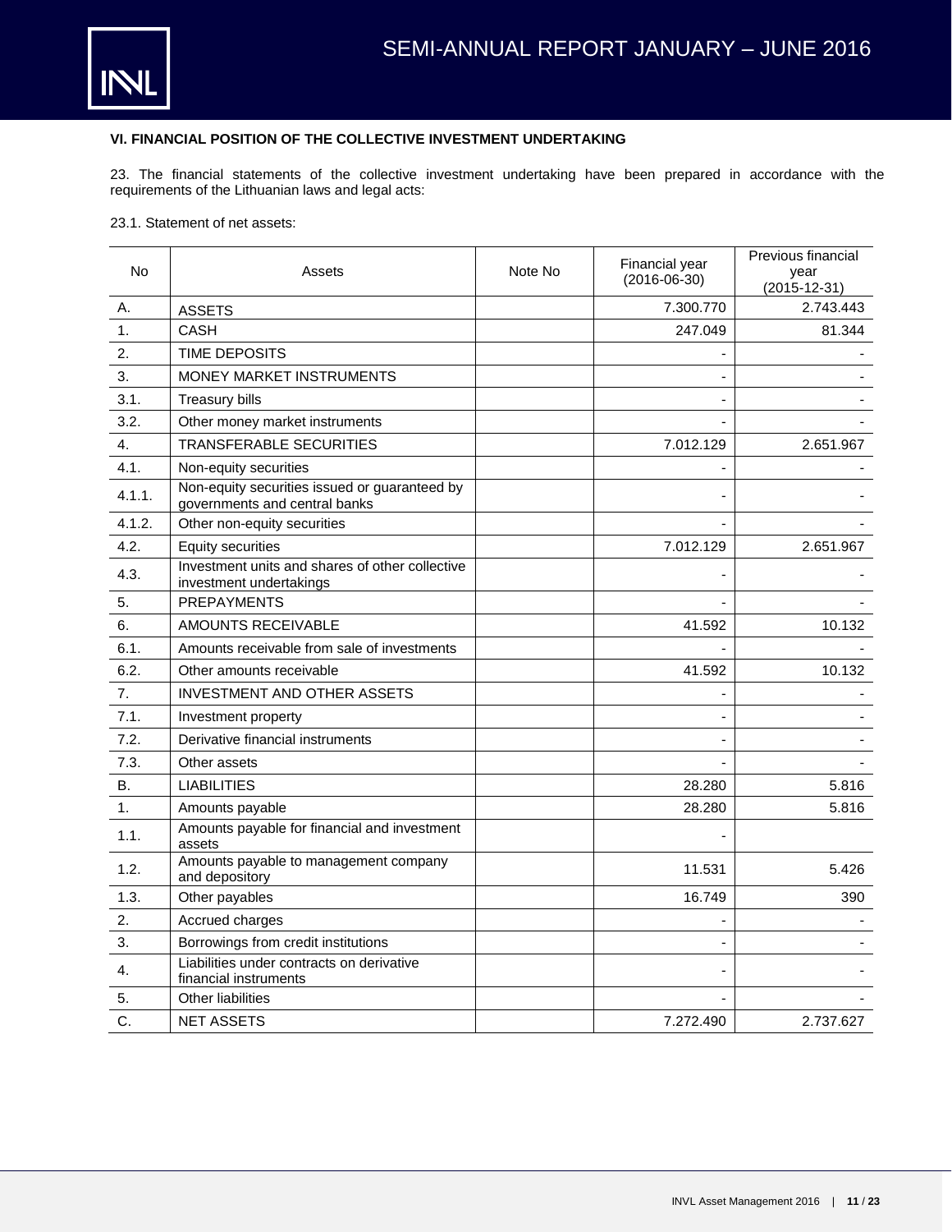### VI. FINANCIAL POSITION OF THE COLLECTIVE INVESTMENT UNDERTAKING

23. The financial statements of the collective investment undertaking have been prepared in accordance with the requirements of the Lithuanian laws and legal acts:

23.1. Statement of net assets:

| No | Assets | Note No | Financial year (2016-06-30) | Previous financial year (2015-12-31) |
|---|---|---|---|---|
| A. | ASSETS | | 7.300.770 | 2.743.443 |
| 1. | CASH | | 247.049 | 81.344 |
| 2. | TIME DEPOSITS | | - | - |
| 3. | MONEY MARKET INSTRUMENTS | | - | - |
| 3.1. | Treasury bills | | - | - |
| 3.2. | Other money market instruments | | - | - |
| 4. | TRANSFERABLE SECURITIES | | 7.012.129 | 2.651.967 |
| 4.1. | Non-equity securities | | - | - |
| 4.1.1. | Non-equity securities issued or guaranteed by governments and central banks | | - | - |
| 4.1.2. | Other non-equity securities | | - | - |
| 4.2. | Equity securities | | 7.012.129 | 2.651.967 |
| 4.3. | Investment units and shares of other collective investment undertakings | | - | - |
| 5. | PREPAYMENTS | | - | - |
| 6. | AMOUNTS RECEIVABLE | | 41.592 | 10.132 |
| 6.1. | Amounts receivable from sale of investments | | - | - |
| 6.2. | Other amounts receivable | | 41.592 | 10.132 |
| 7. | INVESTMENT AND OTHER ASSETS | | - | - |
| 7.1. | Investment property | | - | - |
| 7.2. | Derivative financial instruments | | - | - |
| 7.3. | Other assets | | - | - |
| B. | LIABILITIES | | 28.280 | 5.816 |
| 1. | Amounts payable | | 28.280 | 5.816 |
| 1.1. | Amounts payable for financial and investment assets | | - | |
| 1.2. | Amounts payable to management company and depository | | 11.531 | 5.426 |
| 1.3. | Other payables | | 16.749 | 390 |
| 2. | Accrued charges | | - | - |
| 3. | Borrowings from credit institutions | | - | - |
| 4. | Liabilities under contracts on derivative financial instruments | | - | - |
| 5. | Other liabilities | | - | - |
| C. | NET ASSETS | | 7.272.490 | 2.737.627 |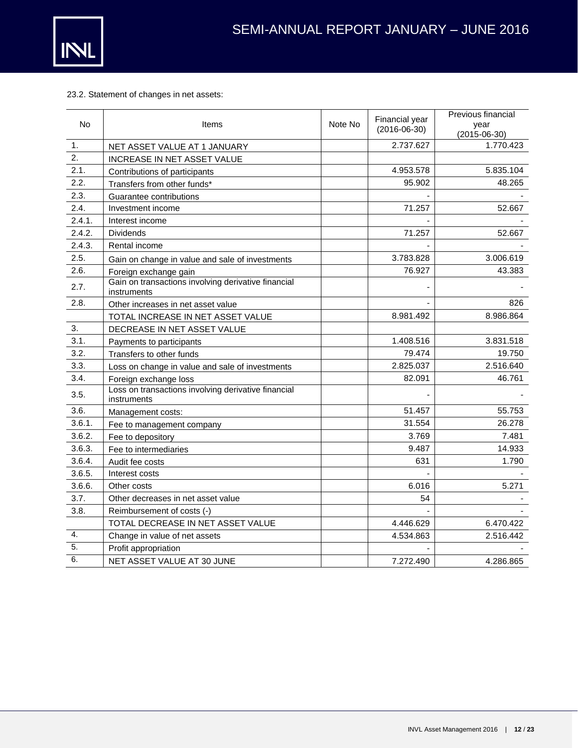23.2. Statement of changes in net assets:

| No | Items | Note No | Financial year (2016-06-30) | Previous financial year (2015-06-30) |
|---|---|---|---|---|
| 1. | NET ASSET VALUE AT 1 JANUARY | | 2.737.627 | 1.770.423 |
| 2. | INCREASE IN NET ASSET VALUE | | | |
| 2.1. | Contributions of participants | | 4.953.578 | 5.835.104 |
| 2.2. | Transfers from other funds* | | 95.902 | 48.265 |
| 2.3. | Guarantee contributions | | - | - |
| 2.4. | Investment income | | 71.257 | 52.667 |
| 2.4.1. | Interest income | | - | - |
| 2.4.2. | Dividends | | 71.257 | 52.667 |
| 2.4.3. | Rental income | | - | - |
| 2.5. | Gain on change in value and sale of investments | | 3.783.828 | 3.006.619 |
| 2.6. | Foreign exchange gain | | 76.927 | 43.383 |
| 2.7. | Gain on transactions involving derivative financial instruments | | - | - |
| 2.8. | Other increases in net asset value | | - | 826 |
| | TOTAL INCREASE IN NET ASSET VALUE | | 8.981.492 | 8.986.864 |
| 3. | DECREASE IN NET ASSET VALUE | | | |
| 3.1. | Payments to participants | | 1.408.516 | 3.831.518 |
| 3.2. | Transfers to other funds | | 79.474 | 19.750 |
| 3.3. | Loss on change in value and sale of investments | | 2.825.037 | 2.516.640 |
| 3.4. | Foreign exchange loss | | 82.091 | 46.761 |
| 3.5. | Loss on transactions involving derivative financial instruments | | - | - |
| 3.6. | Management costs: | | 51.457 | 55.753 |
| 3.6.1. | Fee to management company | | 31.554 | 26.278 |
| 3.6.2. | Fee to depository | | 3.769 | 7.481 |
| 3.6.3. | Fee to intermediaries | | 9.487 | 14.933 |
| 3.6.4. | Audit fee costs | | 631 | 1.790 |
| 3.6.5. | Interest costs | | - | - |
| 3.6.6. | Other costs | | 6.016 | 5.271 |
| 3.7. | Other decreases in net asset value | | 54 | - |
| 3.8. | Reimbursement of costs (-) | | - | - |
| | TOTAL DECREASE IN NET ASSET VALUE | | 4.446.629 | 6.470.422 |
| 4. | Change in value of net assets | | 4.534.863 | 2.516.442 |
| 5. | Profit appropriation | | - | - |
| 6. | NET ASSET VALUE AT 30 JUNE | | 7.272.490 | 4.286.865 |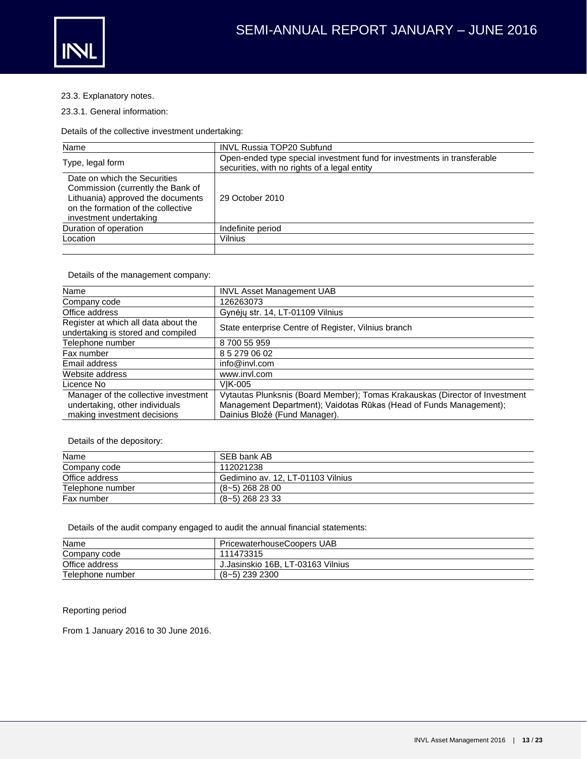23.3. Explanatory notes.

23.3.1. General information:

Details of the collective investment undertaking:

| Name | INVL Russia TOP20 Subfund |
|---|---|
| Type, legal form | Open-ended type special investment fund for investments in transferable securities, with no rights of a legal entity |
| Date on which the Securities Commission (currently the Bank of Lithuania) approved the documents on the formation of the collective investment undertaking | 29 October 2010 |
| Duration of operation | Indefinite period |
| Location | Vilnius |
| | |

Details of the management company:

| Name | INVL Asset Management UAB |
|---|---|
| Company code | 126263073 |
| Office address | Gynėjų str. 14, LT-01109 Vilnius |
| Register at which all data about the undertaking is stored and compiled | State enterprise Centre of Register, Vilnius branch |
| Telephone number | 8 700 55 959 |
| Fax number | 8 5 279 06 02 |
| Email address | info@invl.com |
| Website address | www.invl.com |
| Licence No | VĮK-005 |
| Manager of the collective investment undertaking, other individuals making investment decisions | Vytautas Plunksnis (Board Member); Tomas Krakauskas (Director of Investment Management Department); Vaidotas Rūkas (Head of Funds Management); Dainius Bložė (Fund Manager). |

Details of the depository:

| Name | SEB bank AB |
|---|---|
| Company code | 112021238 |
| Office address | Gedimino av. 12, LT-01103 Vilnius |
| Telephone number | (8~5) 268 28 00 |
| Fax number | (8~5) 268 23 33 |

Details of the audit company engaged to audit the annual financial statements:

| Name | PricewaterhouseCoopers UAB |
|---|---|
| Company code | 111473315 |
| Office address | J.Jasinskio 16B, LT-03163 Vilnius |
| Telephone number | (8~5) 239 2300 |

Reporting period

From 1 January 2016 to 30 June 2016.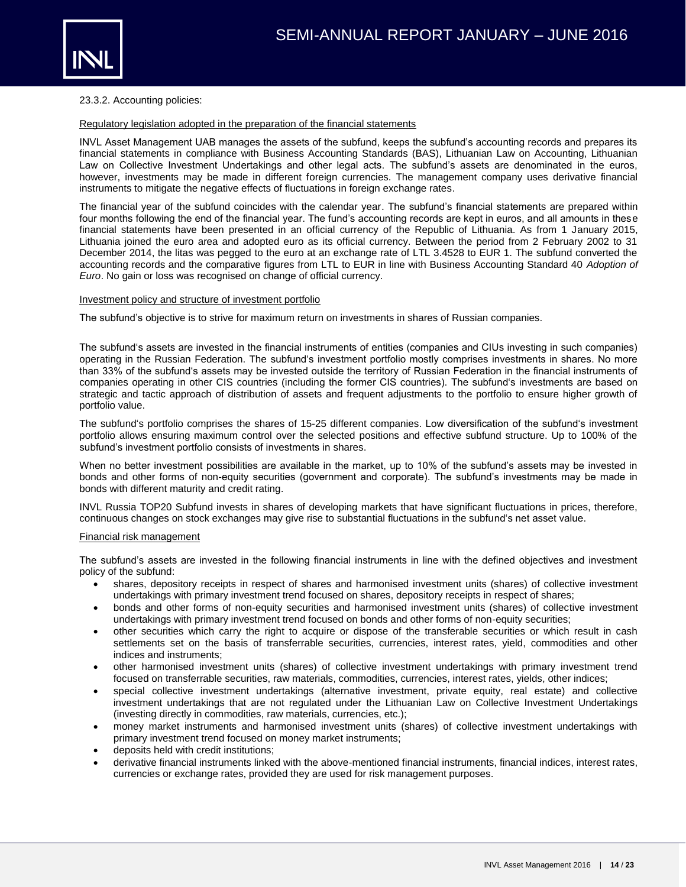23.3.2. Accounting policies:

Regulatory legislation adopted in the preparation of the financial statements

INVL Asset Management UAB manages the assets of the subfund, keeps the subfund's accounting records and prepares its financial statements in compliance with Business Accounting Standards (BAS), Lithuanian Law on Accounting, Lithuanian Law on Collective Investment Undertakings and other legal acts. The subfund's assets are denominated in the euros, however, investments may be made in different foreign currencies. The management company uses derivative financial instruments to mitigate the negative effects of fluctuations in foreign exchange rates.

The financial year of the subfund coincides with the calendar year. The subfund's financial statements are prepared within four months following the end of the financial year. The fund's accounting records are kept in euros, and all amounts in these financial statements have been presented in an official currency of the Republic of Lithuania. As from 1 January 2015, Lithuania joined the euro area and adopted euro as its official currency. Between the period from 2 February 2002 to 31 December 2014, the litas was pegged to the euro at an exchange rate of LTL 3.4528 to EUR 1. The subfund converted the accounting records and the comparative figures from LTL to EUR in line with Business Accounting Standard 40 *Adoption of Euro*. No gain or loss was recognised on change of official currency.

Investment policy and structure of investment portfolio

The subfund's objective is to strive for maximum return on investments in shares of Russian companies.

The subfund's assets are invested in the financial instruments of entities (companies and CIUs investing in such companies) operating in the Russian Federation. The subfund's investment portfolio mostly comprises investments in shares. No more than 33% of the subfund's assets may be invested outside the territory of Russian Federation in the financial instruments of companies operating in other CIS countries (including the former CIS countries). The subfund's investments are based on strategic and tactic approach of distribution of assets and frequent adjustments to the portfolio to ensure higher growth of portfolio value.

The subfund's portfolio comprises the shares of 15-25 different companies. Low diversification of the subfund's investment portfolio allows ensuring maximum control over the selected positions and effective subfund structure. Up to 100% of the subfund's investment portfolio consists of investments in shares.

When no better investment possibilities are available in the market, up to 10% of the subfund's assets may be invested in bonds and other forms of non-equity securities (government and corporate). The subfund's investments may be made in bonds with different maturity and credit rating.

INVL Russia TOP20 Subfund invests in shares of developing markets that have significant fluctuations in prices, therefore, continuous changes on stock exchanges may give rise to substantial fluctuations in the subfund's net asset value.

Financial risk management

The subfund's assets are invested in the following financial instruments in line with the defined objectives and investment policy of the subfund:

- shares, depository receipts in respect of shares and harmonised investment units (shares) of collective investment undertakings with primary investment trend focused on shares, depository receipts in respect of shares;
- bonds and other forms of non-equity securities and harmonised investment units (shares) of collective investment undertakings with primary investment trend focused on bonds and other forms of non-equity securities;
- other securities which carry the right to acquire or dispose of the transferable securities or which result in cash settlements set on the basis of transferrable securities, currencies, interest rates, yield, commodities and other indices and instruments;
- other harmonised investment units (shares) of collective investment undertakings with primary investment trend focused on transferrable securities, raw materials, commodities, currencies, interest rates, yields, other indices;
- special collective investment undertakings (alternative investment, private equity, real estate) and collective investment undertakings that are not regulated under the Lithuanian Law on Collective Investment Undertakings (investing directly in commodities, raw materials, currencies, etc.);
- money market instruments and harmonised investment units (shares) of collective investment undertakings with primary investment trend focused on money market instruments;
- deposits held with credit institutions;
- derivative financial instruments linked with the above-mentioned financial instruments, financial indices, interest rates, currencies or exchange rates, provided they are used for risk management purposes.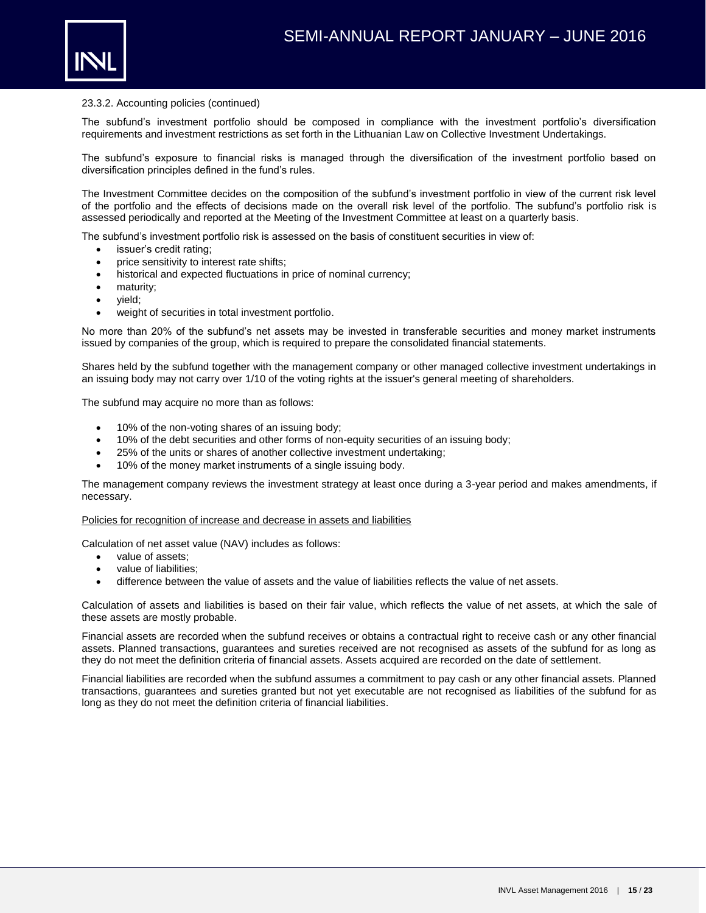23.3.2. Accounting policies (continued)

The subfund's investment portfolio should be composed in compliance with the investment portfolio's diversification requirements and investment restrictions as set forth in the Lithuanian Law on Collective Investment Undertakings.

The subfund's exposure to financial risks is managed through the diversification of the investment portfolio based on diversification principles defined in the fund's rules.

The Investment Committee decides on the composition of the subfund's investment portfolio in view of the current risk level of the portfolio and the effects of decisions made on the overall risk level of the portfolio. The subfund's portfolio risk is assessed periodically and reported at the Meeting of the Investment Committee at least on a quarterly basis.

The subfund's investment portfolio risk is assessed on the basis of constituent securities in view of:

- issuer's credit rating;
- price sensitivity to interest rate shifts;
- historical and expected fluctuations in price of nominal currency;
- maturity;
- yield;
- weight of securities in total investment portfolio.

No more than 20% of the subfund's net assets may be invested in transferable securities and money market instruments issued by companies of the group, which is required to prepare the consolidated financial statements.

Shares held by the subfund together with the management company or other managed collective investment undertakings in an issuing body may not carry over 1/10 of the voting rights at the issuer's general meeting of shareholders.

The subfund may acquire no more than as follows:

- 10% of the non-voting shares of an issuing body;
- 10% of the debt securities and other forms of non-equity securities of an issuing body;
- 25% of the units or shares of another collective investment undertaking;
- 10% of the money market instruments of a single issuing body.

The management company reviews the investment strategy at least once during a 3-year period and makes amendments, if necessary.

<u>Policies for recognition of increase and decrease in assets and liabilities</u>

Calculation of net asset value (NAV) includes as follows:

- value of assets;
- value of liabilities;
- difference between the value of assets and the value of liabilities reflects the value of net assets.

Calculation of assets and liabilities is based on their fair value, which reflects the value of net assets, at which the sale of these assets are mostly probable.

Financial assets are recorded when the subfund receives or obtains a contractual right to receive cash or any other financial assets. Planned transactions, guarantees and sureties received are not recognised as assets of the subfund for as long as they do not meet the definition criteria of financial assets. Assets acquired are recorded on the date of settlement.

Financial liabilities are recorded when the subfund assumes a commitment to pay cash or any other financial assets. Planned transactions, guarantees and sureties granted but not yet executable are not recognised as liabilities of the subfund for as long as they do not meet the definition criteria of financial liabilities.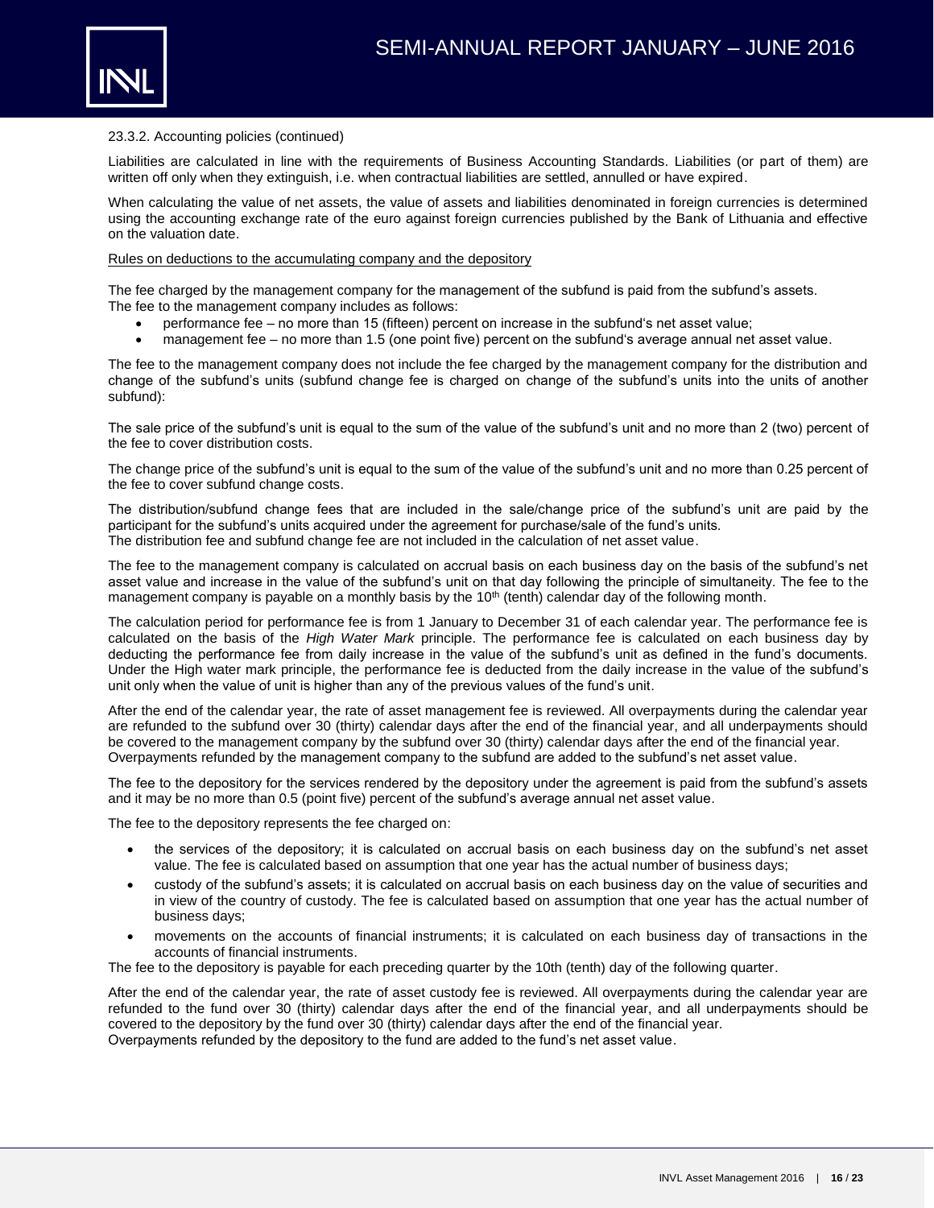23.3.2. Accounting policies (continued)

Liabilities are calculated in line with the requirements of Business Accounting Standards. Liabilities (or part of them) are written off only when they extinguish, i.e. when contractual liabilities are settled, annulled or have expired.

When calculating the value of net assets, the value of assets and liabilities denominated in foreign currencies is determined using the accounting exchange rate of the euro against foreign currencies published by the Bank of Lithuania and effective on the valuation date.

Rules on deductions to the accumulating company and the depository

The fee charged by the management company for the management of the subfund is paid from the subfund's assets.
The fee to the management company includes as follows:

- performance fee – no more than 15 (fifteen) percent on increase in the subfund's net asset value;
- management fee – no more than 1.5 (one point five) percent on the subfund's average annual net asset value.

The fee to the management company does not include the fee charged by the management company for the distribution and change of the subfund's units (subfund change fee is charged on change of the subfund's units into the units of another subfund):

The sale price of the subfund's unit is equal to the sum of the value of the subfund's unit and no more than 2 (two) percent of the fee to cover distribution costs.

The change price of the subfund's unit is equal to the sum of the value of the subfund's unit and no more than 0.25 percent of the fee to cover subfund change costs.

The distribution/subfund change fees that are included in the sale/change price of the subfund's unit are paid by the participant for the subfund's units acquired under the agreement for purchase/sale of the fund's units.
The distribution fee and subfund change fee are not included in the calculation of net asset value.

The fee to the management company is calculated on accrual basis on each business day on the basis of the subfund's net asset value and increase in the value of the subfund's unit on that day following the principle of simultaneity. The fee to the management company is payable on a monthly basis by the 10th (tenth) calendar day of the following month.

The calculation period for performance fee is from 1 January to December 31 of each calendar year. The performance fee is calculated on the basis of the *High Water Mark* principle. The performance fee is calculated on each business day by deducting the performance fee from daily increase in the value of the subfund's unit as defined in the fund's documents. Under the High water mark principle, the performance fee is deducted from the daily increase in the value of the subfund's unit only when the value of unit is higher than any of the previous values of the fund's unit.

After the end of the calendar year, the rate of asset management fee is reviewed. All overpayments during the calendar year are refunded to the subfund over 30 (thirty) calendar days after the end of the financial year, and all underpayments should be covered to the management company by the subfund over 30 (thirty) calendar days after the end of the financial year.
Overpayments refunded by the management company to the subfund are added to the subfund's net asset value.

The fee to the depository for the services rendered by the depository under the agreement is paid from the subfund's assets and it may be no more than 0.5 (point five) percent of the subfund's average annual net asset value.

The fee to the depository represents the fee charged on:

- the services of the depository; it is calculated on accrual basis on each business day on the subfund's net asset value. The fee is calculated based on assumption that one year has the actual number of business days;
- custody of the subfund's assets; it is calculated on accrual basis on each business day on the value of securities and in view of the country of custody. The fee is calculated based on assumption that one year has the actual number of business days;
- movements on the accounts of financial instruments; it is calculated on each business day of transactions in the accounts of financial instruments.

The fee to the depository is payable for each preceding quarter by the 10th (tenth) day of the following quarter.

After the end of the calendar year, the rate of asset custody fee is reviewed. All overpayments during the calendar year are refunded to the fund over 30 (thirty) calendar days after the end of the financial year, and all underpayments should be covered to the depository by the fund over 30 (thirty) calendar days after the end of the financial year.
Overpayments refunded by the depository to the fund are added to the fund's net asset value.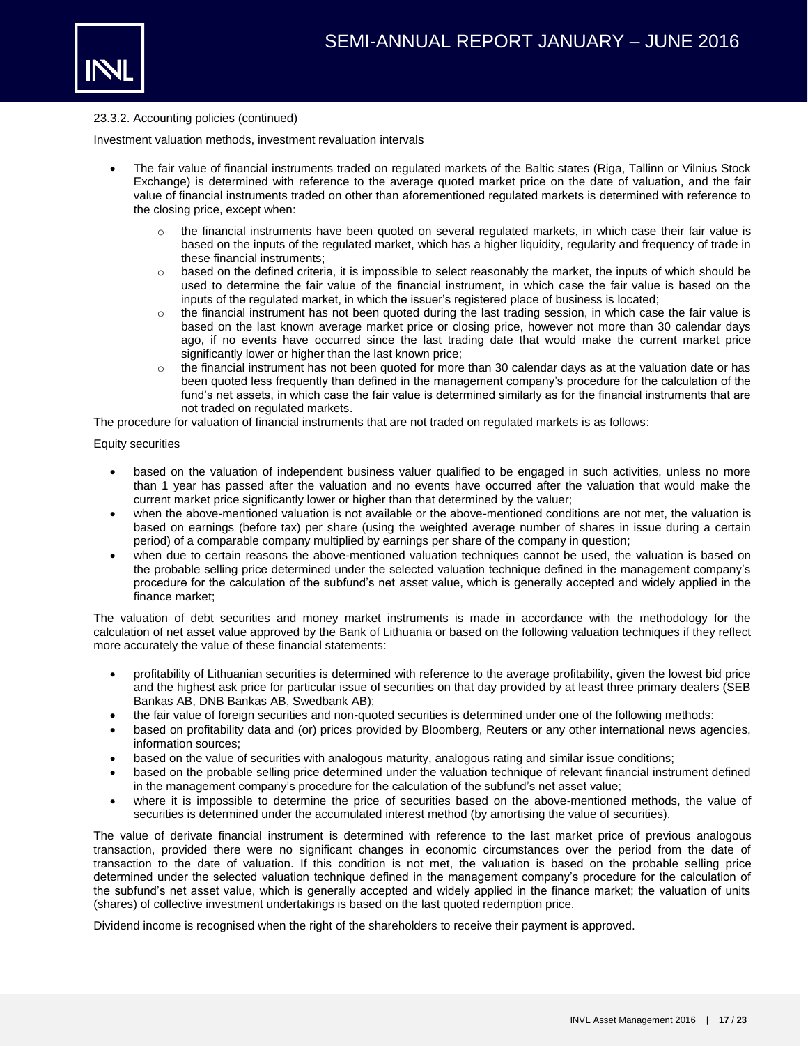23.3.2. Accounting policies (continued)

Investment valuation methods, investment revaluation intervals

- The fair value of financial instruments traded on regulated markets of the Baltic states (Riga, Tallinn or Vilnius Stock Exchange) is determined with reference to the average quoted market price on the date of valuation, and the fair value of financial instruments traded on other than aforementioned regulated markets is determined with reference to the closing price, except when:
  - the financial instruments have been quoted on several regulated markets, in which case their fair value is based on the inputs of the regulated market, which has a higher liquidity, regularity and frequency of trade in these financial instruments;
  - based on the defined criteria, it is impossible to select reasonably the market, the inputs of which should be used to determine the fair value of the financial instrument, in which case the fair value is based on the inputs of the regulated market, in which the issuer's registered place of business is located;
  - the financial instrument has not been quoted during the last trading session, in which case the fair value is based on the last known average market price or closing price, however not more than 30 calendar days ago, if no events have occurred since the last trading date that would make the current market price significantly lower or higher than the last known price;
  - the financial instrument has not been quoted for more than 30 calendar days as at the valuation date or has been quoted less frequently than defined in the management company's procedure for the calculation of the fund's net assets, in which case the fair value is determined similarly as for the financial instruments that are not traded on regulated markets.

The procedure for valuation of financial instruments that are not traded on regulated markets is as follows:

Equity securities

- based on the valuation of independent business valuer qualified to be engaged in such activities, unless no more than 1 year has passed after the valuation and no events have occurred after the valuation that would make the current market price significantly lower or higher than that determined by the valuer;
- when the above-mentioned valuation is not available or the above-mentioned conditions are not met, the valuation is based on earnings (before tax) per share (using the weighted average number of shares in issue during a certain period) of a comparable company multiplied by earnings per share of the company in question;
- when due to certain reasons the above-mentioned valuation techniques cannot be used, the valuation is based on the probable selling price determined under the selected valuation technique defined in the management company's procedure for the calculation of the subfund's net asset value, which is generally accepted and widely applied in the finance market;

The valuation of debt securities and money market instruments is made in accordance with the methodology for the calculation of net asset value approved by the Bank of Lithuania or based on the following valuation techniques if they reflect more accurately the value of these financial statements:

- profitability of Lithuanian securities is determined with reference to the average profitability, given the lowest bid price and the highest ask price for particular issue of securities on that day provided by at least three primary dealers (SEB Bankas AB, DNB Bankas AB, Swedbank AB);
- the fair value of foreign securities and non-quoted securities is determined under one of the following methods:
- based on profitability data and (or) prices provided by Bloomberg, Reuters or any other international news agencies, information sources;
- based on the value of securities with analogous maturity, analogous rating and similar issue conditions;
- based on the probable selling price determined under the valuation technique of relevant financial instrument defined in the management company's procedure for the calculation of the subfund's net asset value;
- where it is impossible to determine the price of securities based on the above-mentioned methods, the value of securities is determined under the accumulated interest method (by amortising the value of securities).

The value of derivate financial instrument is determined with reference to the last market price of previous analogous transaction, provided there were no significant changes in economic circumstances over the period from the date of transaction to the date of valuation. If this condition is not met, the valuation is based on the probable selling price determined under the selected valuation technique defined in the management company's procedure for the calculation of the subfund's net asset value, which is generally accepted and widely applied in the finance market; the valuation of units (shares) of collective investment undertakings is based on the last quoted redemption price.

Dividend income is recognised when the right of the shareholders to receive their payment is approved.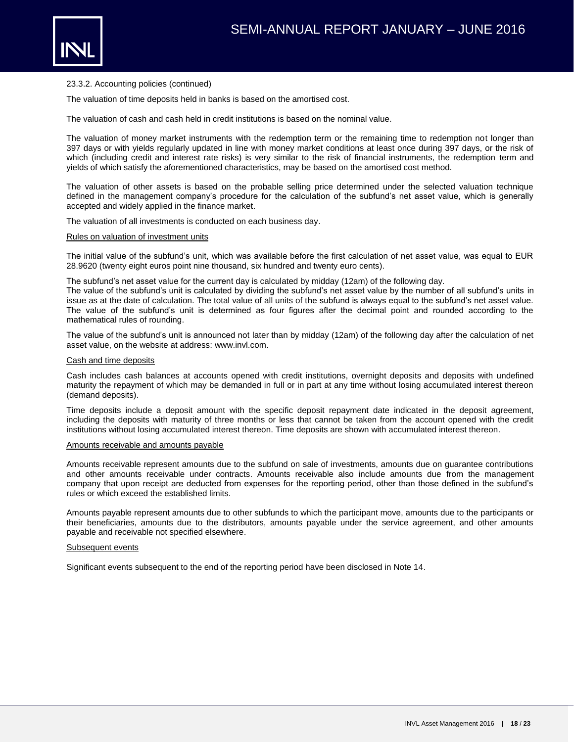23.3.2. Accounting policies (continued)

The valuation of time deposits held in banks is based on the amortised cost.

The valuation of cash and cash held in credit institutions is based on the nominal value.

The valuation of money market instruments with the redemption term or the remaining time to redemption not longer than 397 days or with yields regularly updated in line with money market conditions at least once during 397 days, or the risk of which (including credit and interest rate risks) is very similar to the risk of financial instruments, the redemption term and yields of which satisfy the aforementioned characteristics, may be based on the amortised cost method.

The valuation of other assets is based on the probable selling price determined under the selected valuation technique defined in the management company's procedure for the calculation of the subfund's net asset value, which is generally accepted and widely applied in the finance market.

The valuation of all investments is conducted on each business day.

Rules on valuation of investment units

The initial value of the subfund's unit, which was available before the first calculation of net asset value, was equal to EUR 28.9620 (twenty eight euros point nine thousand, six hundred and twenty euro cents).

The subfund's net asset value for the current day is calculated by midday (12am) of the following day.
The value of the subfund's unit is calculated by dividing the subfund's net asset value by the number of all subfund's units in issue as at the date of calculation. The total value of all units of the subfund is always equal to the subfund's net asset value. The value of the subfund's unit is determined as four figures after the decimal point and rounded according to the mathematical rules of rounding.

The value of the subfund's unit is announced not later than by midday (12am) of the following day after the calculation of net asset value, on the website at address: www.invl.com.

Cash and time deposits

Cash includes cash balances at accounts opened with credit institutions, overnight deposits and deposits with undefined maturity the repayment of which may be demanded in full or in part at any time without losing accumulated interest thereon (demand deposits).

Time deposits include a deposit amount with the specific deposit repayment date indicated in the deposit agreement, including the deposits with maturity of three months or less that cannot be taken from the account opened with the credit institutions without losing accumulated interest thereon. Time deposits are shown with accumulated interest thereon.

Amounts receivable and amounts payable

Amounts receivable represent amounts due to the subfund on sale of investments, amounts due on guarantee contributions and other amounts receivable under contracts. Amounts receivable also include amounts due from the management company that upon receipt are deducted from expenses for the reporting period, other than those defined in the subfund's rules or which exceed the established limits.

Amounts payable represent amounts due to other subfunds to which the participant move, amounts due to the participants or their beneficiaries, amounts due to the distributors, amounts payable under the service agreement, and other amounts payable and receivable not specified elsewhere.

Subsequent events

Significant events subsequent to the end of the reporting period have been disclosed in Note 14.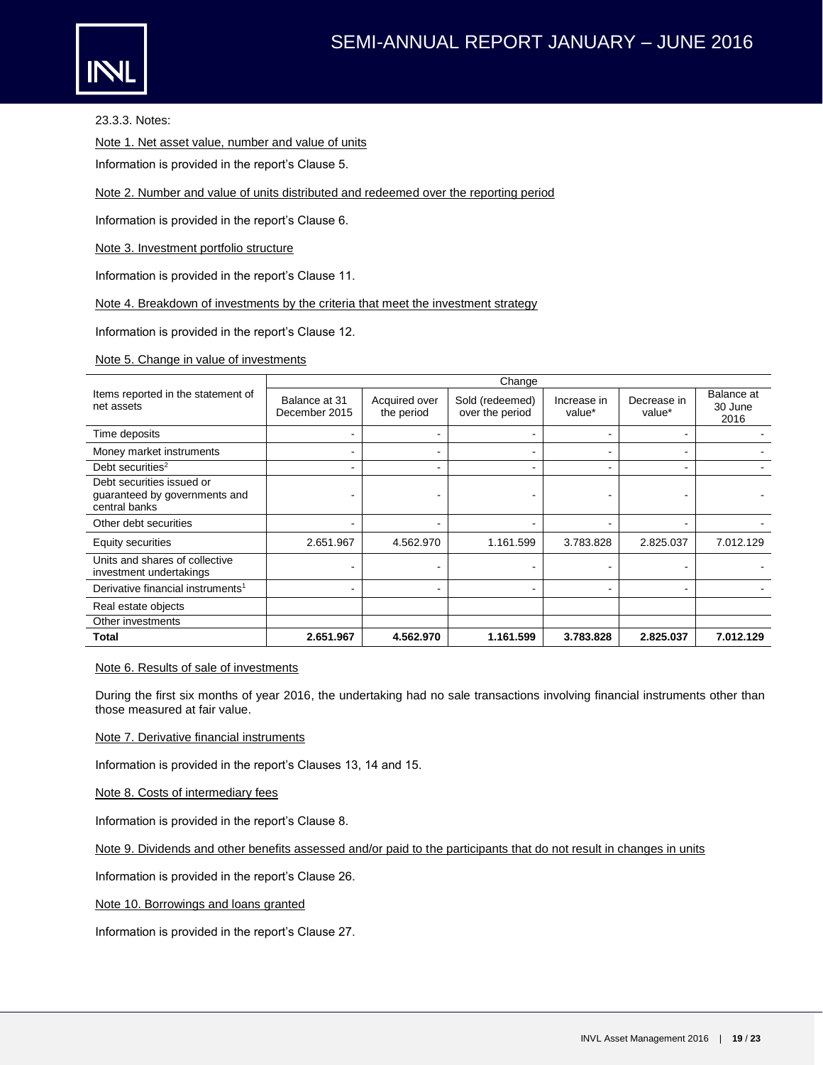23.3.3. Notes:

Note 1. Net asset value, number and value of units

Information is provided in the report's Clause 5.

Note 2. Number and value of units distributed and redeemed over the reporting period

Information is provided in the report's Clause 6.

Note 3. Investment portfolio structure

Information is provided in the report's Clause 11.

Note 4. Breakdown of investments by the criteria that meet the investment strategy

Information is provided in the report's Clause 12.

Note 5. Change in value of investments

| Items reported in the statement of net assets | Change | | | | | |
|---|---|---|---|---|---|---|
| | Balance at 31 December 2015 | Acquired over the period | Sold (redeemed) over the period | Increase in value* | Decrease in value* | Balance at 30 June 2016 |
| Time deposits | - | - | - | - | - | - |
| Money market instruments | - | - | - | - | - | - |
| Debt securities[2] | - | - | - | - | - | - |
| Debt securities issued or guaranteed by governments and central banks | - | - | - | - | - | - |
| Other debt securities | - | - | - | - | - | - |
| Equity securities | 2.651.967 | 4.562.970 | 1.161.599 | 3.783.828 | 2.825.037 | 7.012.129 |
| Units and shares of collective investment undertakings | - | - | - | - | - | - |
| Derivative financial instruments[1] | - | - | - | - | - | - |
| Real estate objects | | | | | | |
| Other investments | | | | | | |
| **Total** | **2.651.967** | **4.562.970** | **1.161.599** | **3.783.828** | **2.825.037** | **7.012.129** |

Note 6. Results of sale of investments

During the first six months of year 2016, the undertaking had no sale transactions involving financial instruments other than those measured at fair value.

Note 7. Derivative financial instruments

Information is provided in the report's Clauses 13, 14 and 15.

Note 8. Costs of intermediary fees

Information is provided in the report's Clause 8.

Note 9. Dividends and other benefits assessed and/or paid to the participants that do not result in changes in units

Information is provided in the report's Clause 26.

Note 10. Borrowings and loans granted

Information is provided in the report's Clause 27.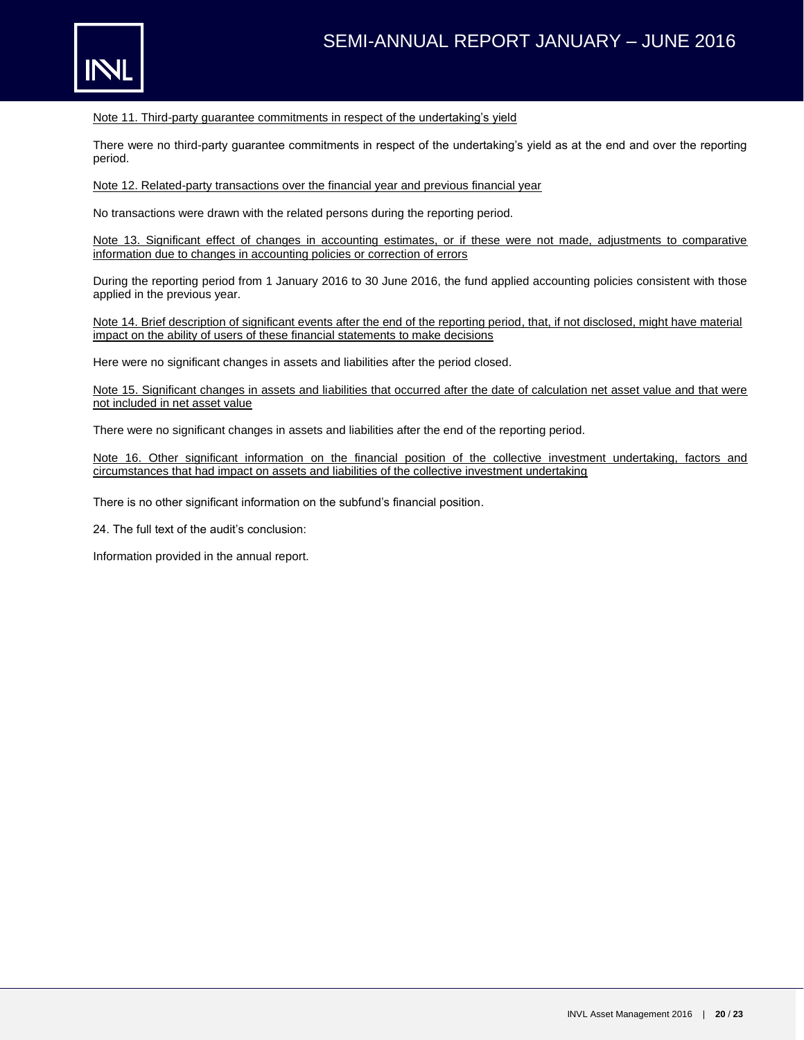Note 11. Third-party guarantee commitments in respect of the undertaking's yield

There were no third-party guarantee commitments in respect of the undertaking's yield as at the end and over the reporting period.

Note 12. Related-party transactions over the financial year and previous financial year

No transactions were drawn with the related persons during the reporting period.

Note 13. Significant effect of changes in accounting estimates, or if these were not made, adjustments to comparative information due to changes in accounting policies or correction of errors

During the reporting period from 1 January 2016 to 30 June 2016, the fund applied accounting policies consistent with those applied in the previous year.

Note 14. Brief description of significant events after the end of the reporting period, that, if not disclosed, might have material impact on the ability of users of these financial statements to make decisions

Here were no significant changes in assets and liabilities after the period closed.

Note 15. Significant changes in assets and liabilities that occurred after the date of calculation net asset value and that were not included in net asset value

There were no significant changes in assets and liabilities after the end of the reporting period.

Note 16. Other significant information on the financial position of the collective investment undertaking, factors and circumstances that had impact on assets and liabilities of the collective investment undertaking

There is no other significant information on the subfund's financial position.

24. The full text of the audit's conclusion:

Information provided in the annual report.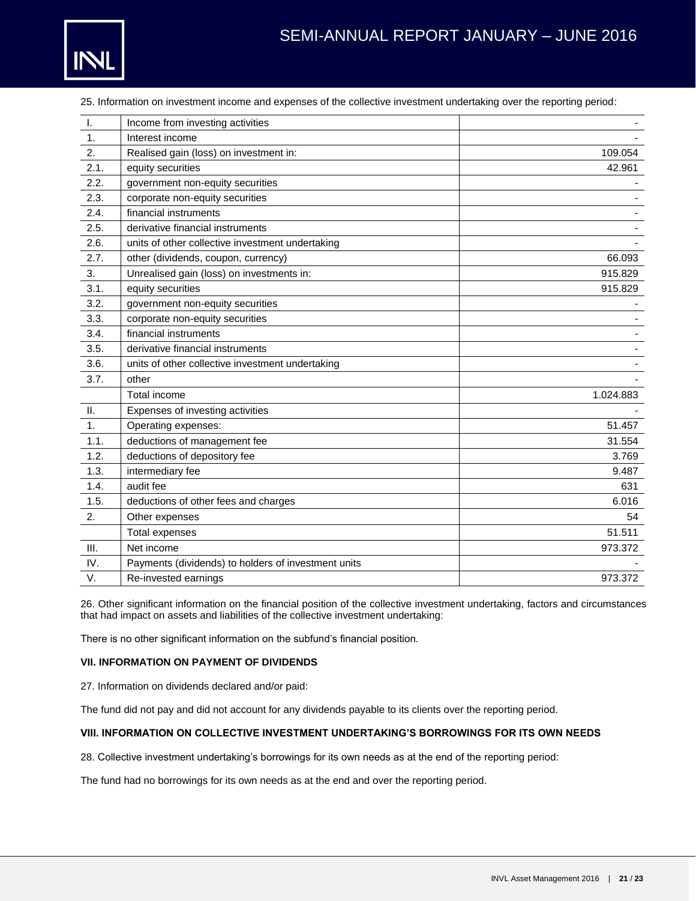25. Information on investment income and expenses of the collective investment undertaking over the reporting period:

| | | |
|---|---|---|
| I. | Income from investing activities | - |
| 1. | Interest income | - |
| 2. | Realised gain (loss) on investment in: | 109.054 |
| 2.1. | equity securities | 42.961 |
| 2.2. | government non-equity securities | - |
| 2.3. | corporate non-equity securities | - |
| 2.4. | financial instruments | - |
| 2.5. | derivative financial instruments | - |
| 2.6. | units of other collective investment undertaking | - |
| 2.7. | other (dividends, coupon, currency) | 66.093 |
| 3. | Unrealised gain (loss) on investments in: | 915.829 |
| 3.1. | equity securities | 915.829 |
| 3.2. | government non-equity securities | - |
| 3.3. | corporate non-equity securities | - |
| 3.4. | financial instruments | - |
| 3.5. | derivative financial instruments | - |
| 3.6. | units of other collective investment undertaking | - |
| 3.7. | other | - |
| | Total income | 1.024.883 |
| II. | Expenses of investing activities | - |
| 1. | Operating expenses: | 51.457 |
| 1.1. | deductions of management fee | 31.554 |
| 1.2. | deductions of depository fee | 3.769 |
| 1.3. | intermediary fee | 9.487 |
| 1.4. | audit fee | 631 |
| 1.5. | deductions of other fees and charges | 6.016 |
| 2. | Other expenses | 54 |
| | Total expenses | 51.511 |
| III. | Net income | 973.372 |
| IV. | Payments (dividends) to holders of investment units | - |
| V. | Re-invested earnings | 973.372 |

26. Other significant information on the financial position of the collective investment undertaking, factors and circumstances that had impact on assets and liabilities of the collective investment undertaking:

There is no other significant information on the subfund's financial position.

**VII. INFORMATION ON PAYMENT OF DIVIDENDS**

27. Information on dividends declared and/or paid:

The fund did not pay and did not account for any dividends payable to its clients over the reporting period.

**VIII. INFORMATION ON COLLECTIVE INVESTMENT UNDERTAKING'S BORROWINGS FOR ITS OWN NEEDS**

28. Collective investment undertaking's borrowings for its own needs as at the end of the reporting period:

The fund had no borrowings for its own needs as at the end and over the reporting period.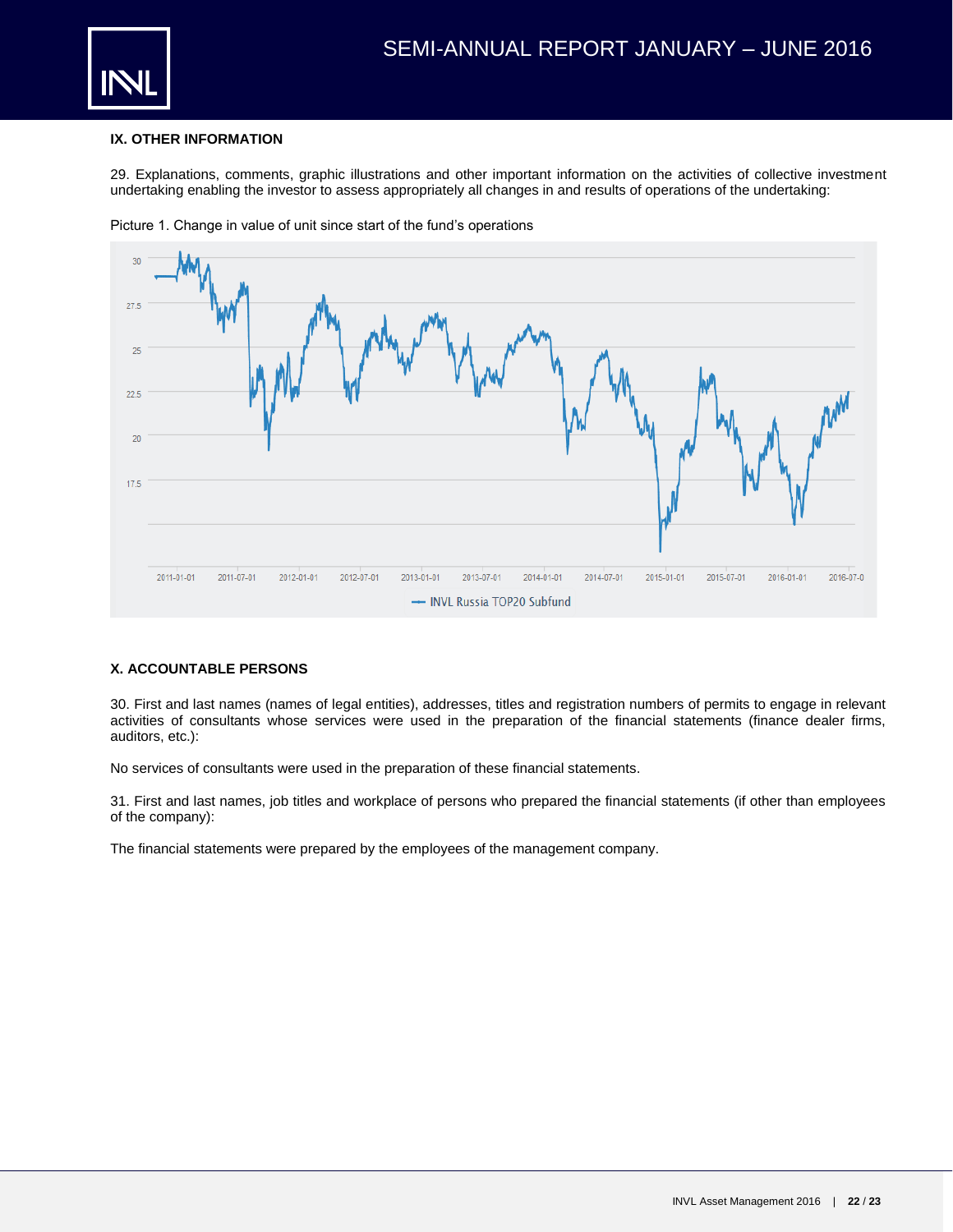## IX. OTHER INFORMATION

29. Explanations, comments, graphic illustrations and other important information on the activities of collective investment undertaking enabling the investor to assess appropriately all changes in and results of operations of the undertaking:

Picture 1. Change in value of unit since start of the fund's operations

## X. ACCOUNTABLE PERSONS

30. First and last names (names of legal entities), addresses, titles and registration numbers of permits to engage in relevant activities of consultants whose services were used in the preparation of the financial statements (finance dealer firms, auditors, etc.):

No services of consultants were used in the preparation of these financial statements.

31. First and last names, job titles and workplace of persons who prepared the financial statements (if other than employees of the company):

The financial statements were prepared by the employees of the management company.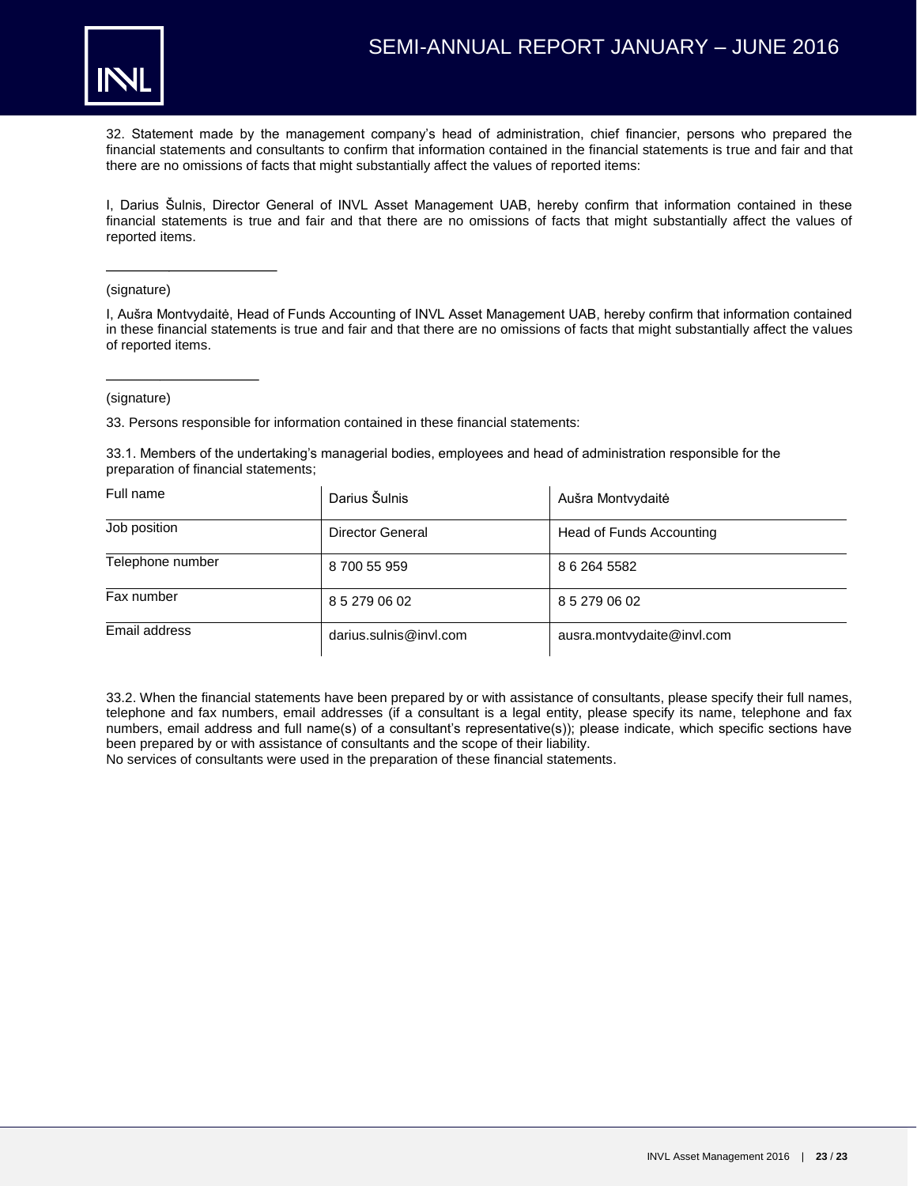32. Statement made by the management company's head of administration, chief financier, persons who prepared the financial statements and consultants to confirm that information contained in the financial statements is true and fair and that there are no omissions of facts that might substantially affect the values of reported items:

I, Darius Šulnis, Director General of INVL Asset Management UAB, hereby confirm that information contained in these financial statements is true and fair and that there are no omissions of facts that might substantially affect the values of reported items.

______________________

(signature)

I, Aušra Montvydaitė, Head of Funds Accounting of INVL Asset Management UAB, hereby confirm that information contained in these financial statements is true and fair and that there are no omissions of facts that might substantially affect the values of reported items.

____________________

(signature)

33. Persons responsible for information contained in these financial statements:

33.1. Members of the undertaking's managerial bodies, employees and head of administration responsible for the preparation of financial statements;

| Full name | Darius Šulnis | Aušra Montvydaitė |
|---|---|---|
| Job position | Director General | Head of Funds Accounting |
| Telephone number | 8 700 55 959 | 8 6 264 5582 |
| Fax number | 8 5 279 06 02 | 8 5 279 06 02 |
| Email address | darius.sulnis@invl.com | ausra.montvydaite@invl.com |

33.2. When the financial statements have been prepared by or with assistance of consultants, please specify their full names, telephone and fax numbers, email addresses (if a consultant is a legal entity, please specify its name, telephone and fax numbers, email address and full name(s) of a consultant's representative(s)); please indicate, which specific sections have been prepared by or with assistance of consultants and the scope of their liability.

No services of consultants were used in the preparation of these financial statements.